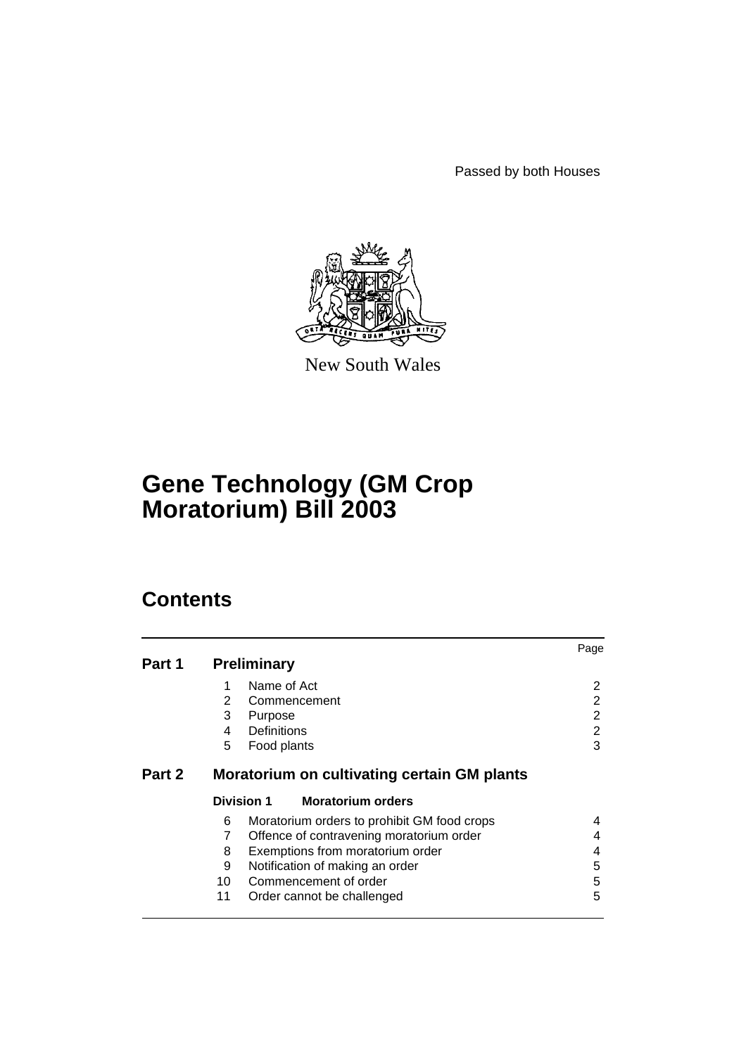Passed by both Houses

New South Wales

# Gene Technology (GM Crop Moratorium) Bill 2003

## Contents

| | | | Page |
|---|---|---|---|
| **Part 1** | **Preliminary** | | |
| | 1 | Name of Act | 2 |
| | 2 | Commencement | 2 |
| | 3 | Purpose | 2 |
| | 4 | Definitions | 2 |
| | 5 | Food plants | 3 |
| **Part 2** | **Moratorium on cultivating certain GM plants** | | |
| | **Division 1** | **Moratorium orders** | |
| | 6 | Moratorium orders to prohibit GM food crops | 4 |
| | 7 | Offence of contravening moratorium order | 4 |
| | 8 | Exemptions from moratorium order | 4 |
| | 9 | Notification of making an order | 5 |
| | 10 | Commencement of order | 5 |
| | 11 | Order cannot be challenged | 5 |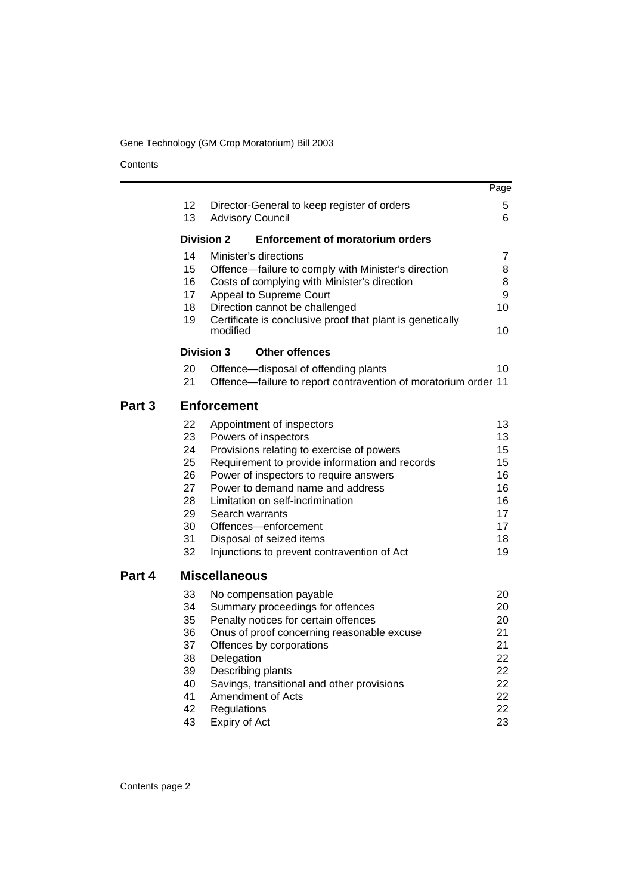| | | Page |
|---|---|---|
| 12 | Director-General to keep register of orders | 5 |
| 13 | Advisory Council | 6 |
| **Division 2** | **Enforcement of moratorium orders** | |
| 14 | Minister's directions | 7 |
| 15 | Offence—failure to comply with Minister's direction | 8 |
| 16 | Costs of complying with Minister's direction | 8 |
| 17 | Appeal to Supreme Court | 9 |
| 18 | Direction cannot be challenged | 10 |
| 19 | Certificate is conclusive proof that plant is genetically modified | 10 |
| **Division 3** | **Other offences** | |
| 20 | Offence—disposal of offending plants | 10 |
| 21 | Offence—failure to report contravention of moratorium order | 11 |

## Part 3 Enforcement

| | | |
|---|---|---|
| 22 | Appointment of inspectors | 13 |
| 23 | Powers of inspectors | 13 |
| 24 | Provisions relating to exercise of powers | 15 |
| 25 | Requirement to provide information and records | 15 |
| 26 | Power of inspectors to require answers | 16 |
| 27 | Power to demand name and address | 16 |
| 28 | Limitation on self-incrimination | 16 |
| 29 | Search warrants | 17 |
| 30 | Offences—enforcement | 17 |
| 31 | Disposal of seized items | 18 |
| 32 | Injunctions to prevent contravention of Act | 19 |

## Part 4 Miscellaneous

| | | |
|---|---|---|
| 33 | No compensation payable | 20 |
| 34 | Summary proceedings for offences | 20 |
| 35 | Penalty notices for certain offences | 20 |
| 36 | Onus of proof concerning reasonable excuse | 21 |
| 37 | Offences by corporations | 21 |
| 38 | Delegation | 22 |
| 39 | Describing plants | 22 |
| 40 | Savings, transitional and other provisions | 22 |
| 41 | Amendment of Acts | 22 |
| 42 | Regulations | 22 |
| 43 | Expiry of Act | 23 |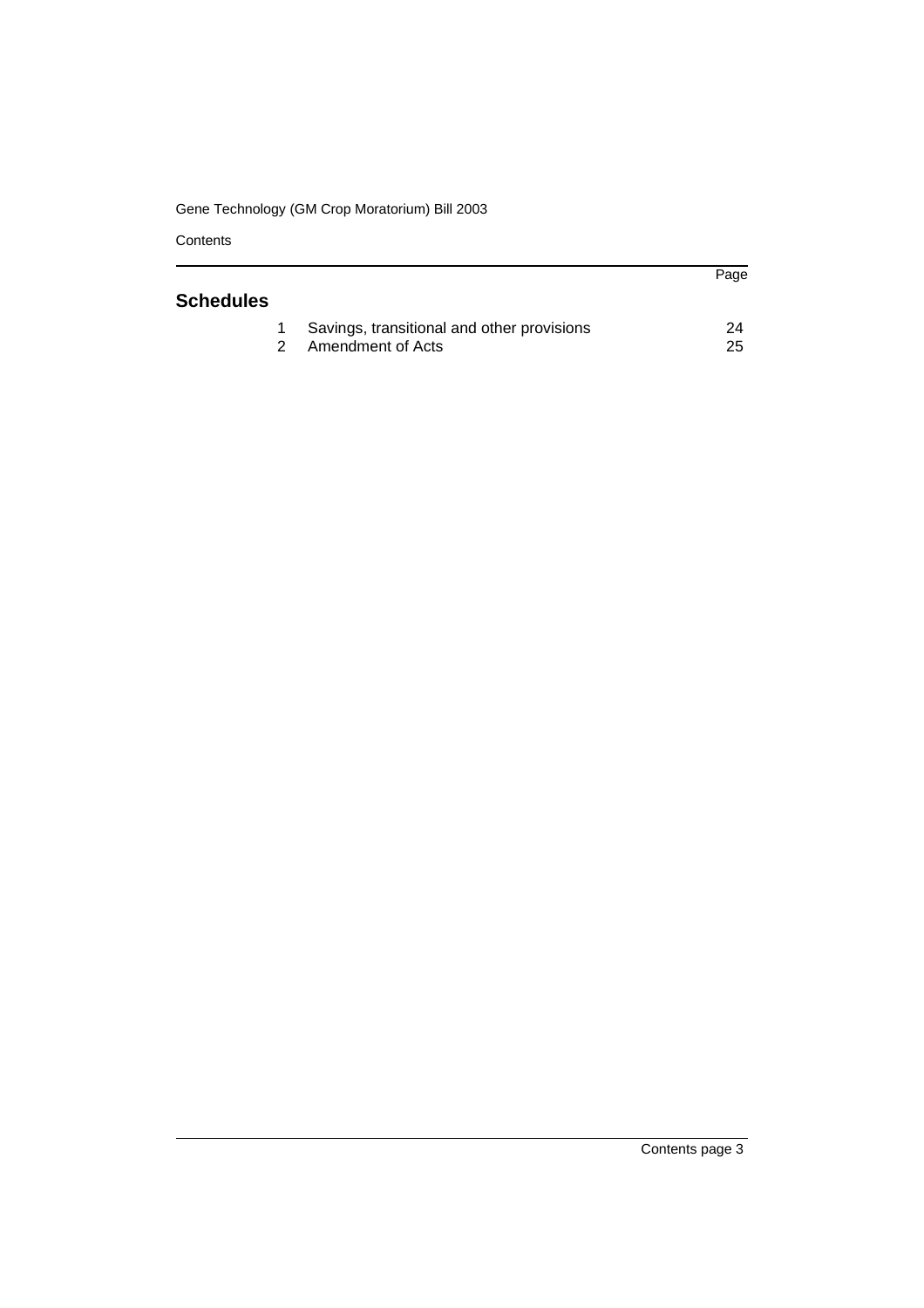## Schedules

| | | Page |
|---|---|---|
| 1 | Savings, transitional and other provisions | 24 |
| 2 | Amendment of Acts | 25 |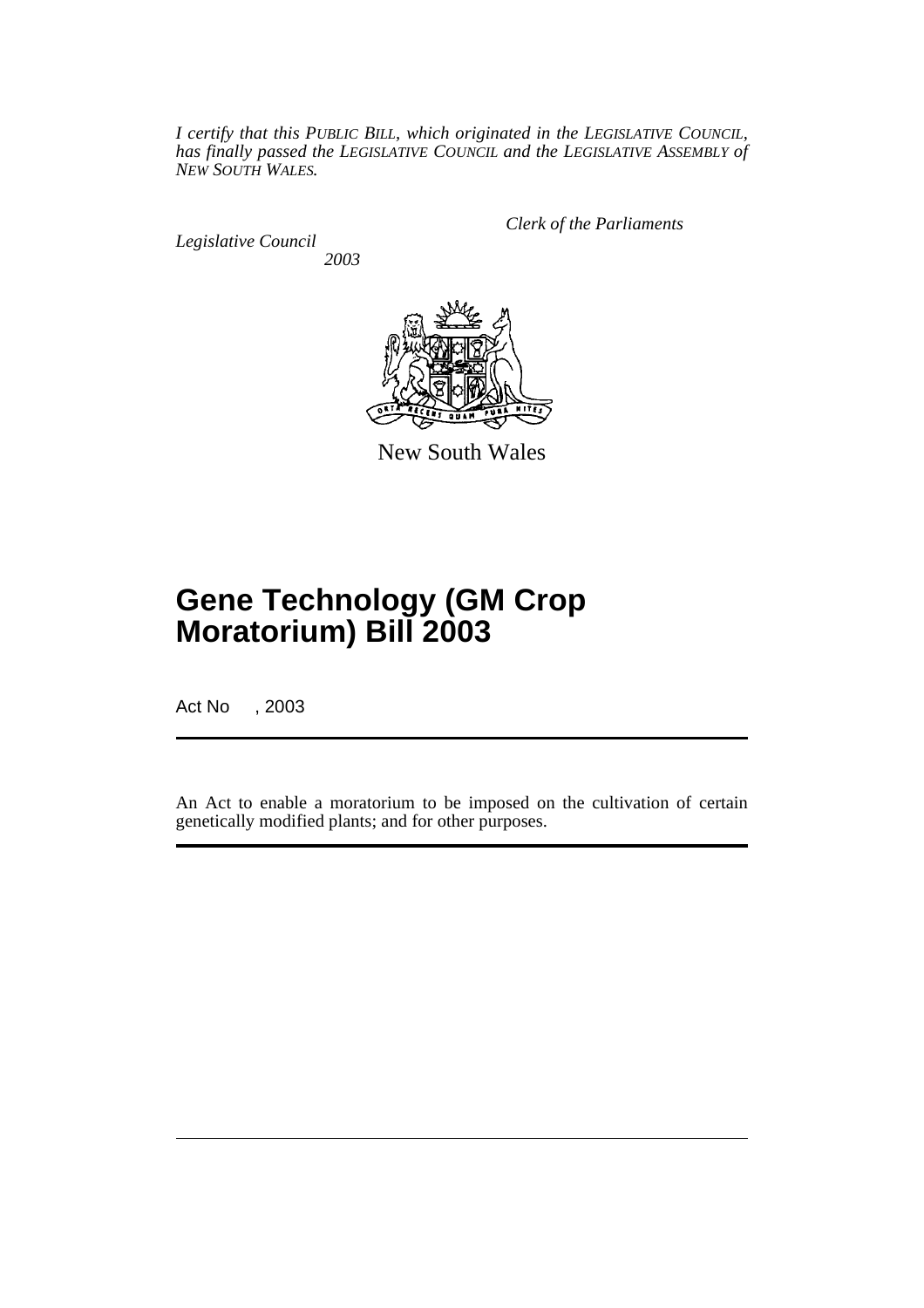*I certify that this PUBLIC BILL, which originated in the LEGISLATIVE COUNCIL, has finally passed the LEGISLATIVE COUNCIL and the LEGISLATIVE ASSEMBLY of NEW SOUTH WALES.*

*Clerk of the Parliaments*

*Legislative Council*

*2003*

New South Wales

# Gene Technology (GM Crop Moratorium) Bill 2003

Act No , 2003

An Act to enable a moratorium to be imposed on the cultivation of certain genetically modified plants; and for other purposes.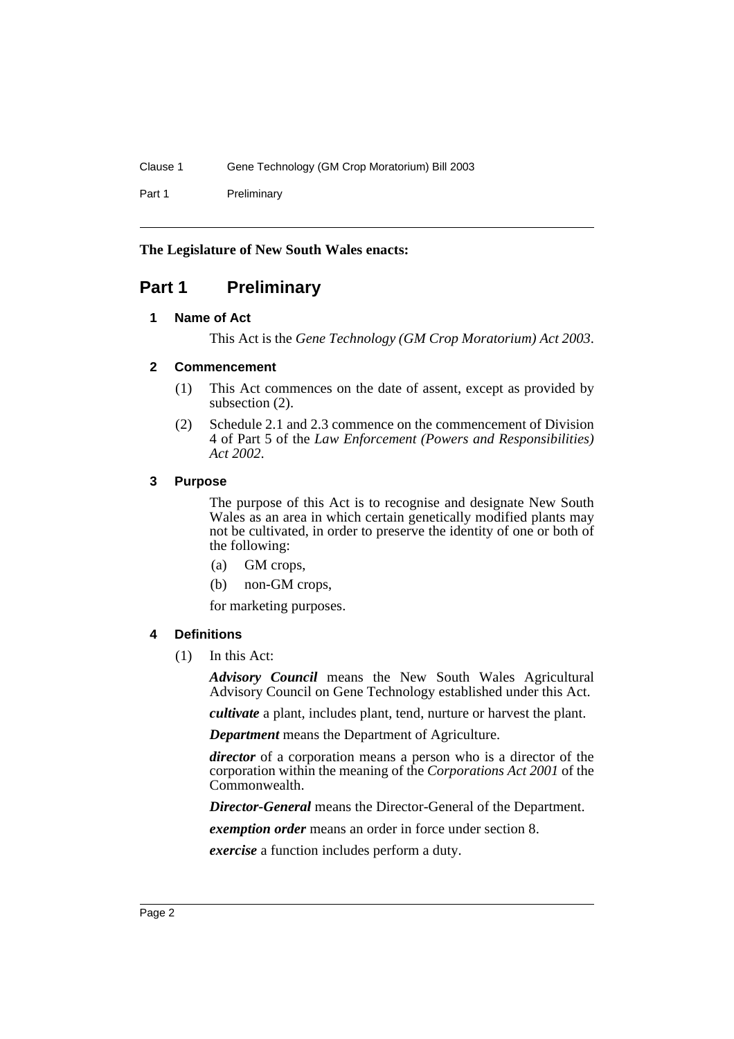**The Legislature of New South Wales enacts:**

# Part 1 Preliminary

## 1 Name of Act

This Act is the *Gene Technology (GM Crop Moratorium) Act 2003*.

## 2 Commencement

(1) This Act commences on the date of assent, except as provided by subsection (2).

(2) Schedule 2.1 and 2.3 commence on the commencement of Division 4 of Part 5 of the *Law Enforcement (Powers and Responsibilities) Act 2002*.

## 3 Purpose

The purpose of this Act is to recognise and designate New South Wales as an area in which certain genetically modified plants may not be cultivated, in order to preserve the identity of one or both of the following:

(a) GM crops,

(b) non-GM crops,

for marketing purposes.

## 4 Definitions

(1) In this Act:

***Advisory Council*** means the New South Wales Agricultural Advisory Council on Gene Technology established under this Act.

***cultivate*** a plant, includes plant, tend, nurture or harvest the plant.

***Department*** means the Department of Agriculture.

***director*** of a corporation means a person who is a director of the corporation within the meaning of the *Corporations Act 2001* of the Commonwealth.

***Director-General*** means the Director-General of the Department.

***exemption order*** means an order in force under section 8.

***exercise*** a function includes perform a duty.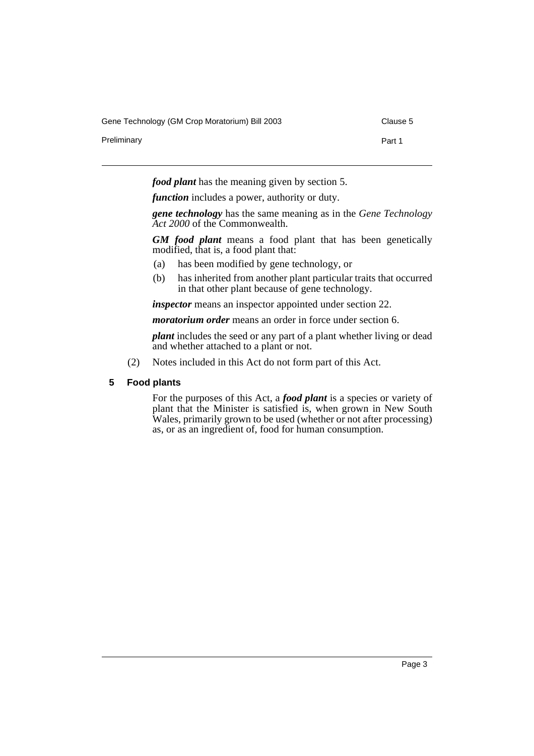***food plant*** has the meaning given by section 5.

***function*** includes a power, authority or duty.

***gene technology*** has the same meaning as in the *Gene Technology Act 2000* of the Commonwealth.

***GM food plant*** means a food plant that has been genetically modified, that is, a food plant that:

(a) has been modified by gene technology, or

(b) has inherited from another plant particular traits that occurred in that other plant because of gene technology.

***inspector*** means an inspector appointed under section 22.

***moratorium order*** means an order in force under section 6.

***plant*** includes the seed or any part of a plant whether living or dead and whether attached to a plant or not.

(2) Notes included in this Act do not form part of this Act.

## 5 Food plants

For the purposes of this Act, a ***food plant*** is a species or variety of plant that the Minister is satisfied is, when grown in New South Wales, primarily grown to be used (whether or not after processing) as, or as an ingredient of, food for human consumption.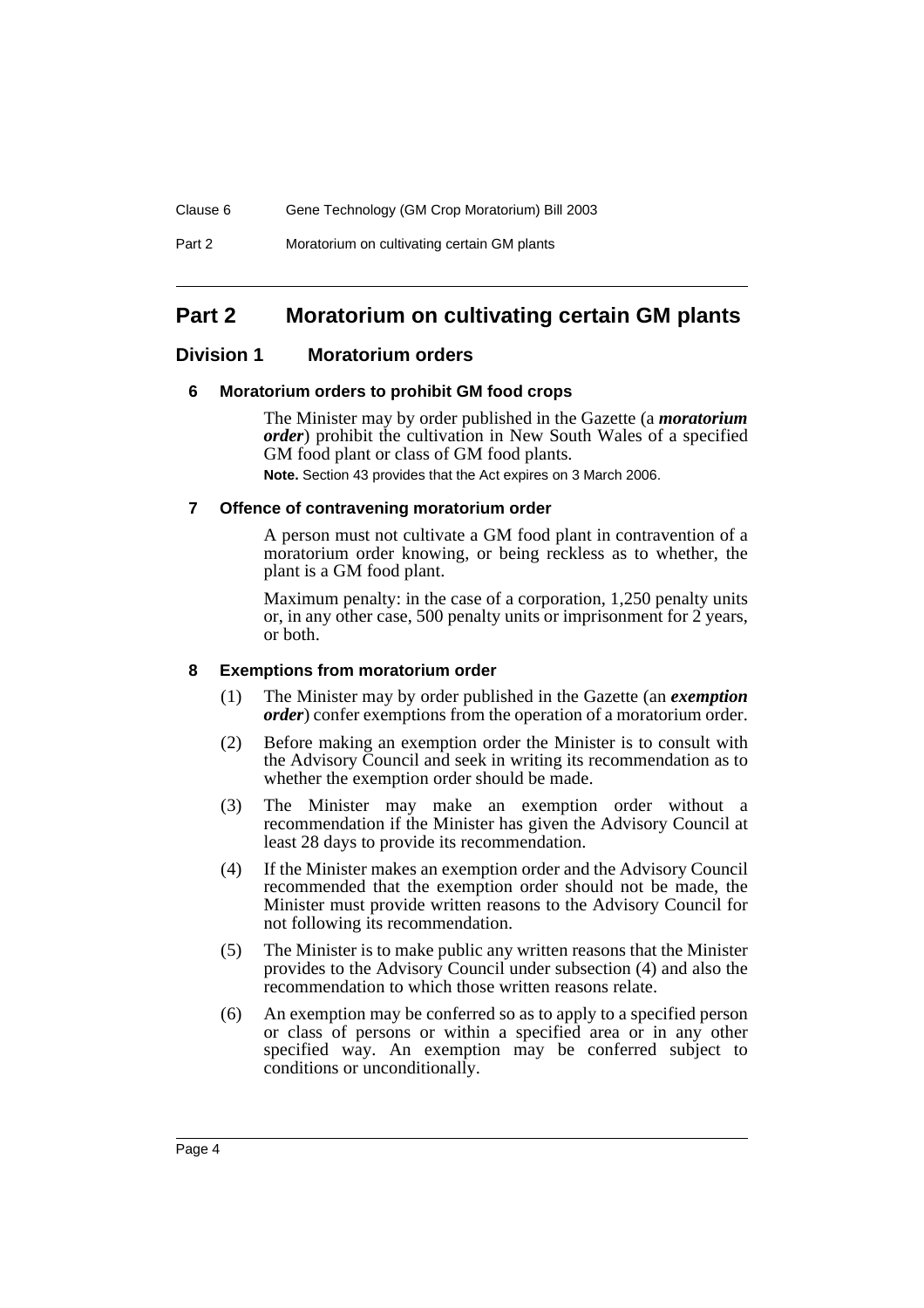## Part 2 Moratorium on cultivating certain GM plants

### Division 1 Moratorium orders

#### 6 Moratorium orders to prohibit GM food crops

The Minister may by order published in the Gazette (a ***moratorium order***) prohibit the cultivation in New South Wales of a specified GM food plant or class of GM food plants.

**Note.** Section 43 provides that the Act expires on 3 March 2006.

#### 7 Offence of contravening moratorium order

A person must not cultivate a GM food plant in contravention of a moratorium order knowing, or being reckless as to whether, the plant is a GM food plant.

Maximum penalty: in the case of a corporation, 1,250 penalty units or, in any other case, 500 penalty units or imprisonment for 2 years, or both.

#### 8 Exemptions from moratorium order

(1) The Minister may by order published in the Gazette (an ***exemption order***) confer exemptions from the operation of a moratorium order.

(2) Before making an exemption order the Minister is to consult with the Advisory Council and seek in writing its recommendation as to whether the exemption order should be made.

(3) The Minister may make an exemption order without a recommendation if the Minister has given the Advisory Council at least 28 days to provide its recommendation.

(4) If the Minister makes an exemption order and the Advisory Council recommended that the exemption order should not be made, the Minister must provide written reasons to the Advisory Council for not following its recommendation.

(5) The Minister is to make public any written reasons that the Minister provides to the Advisory Council under subsection (4) and also the recommendation to which those written reasons relate.

(6) An exemption may be conferred so as to apply to a specified person or class of persons or within a specified area or in any other specified way. An exemption may be conferred subject to conditions or unconditionally.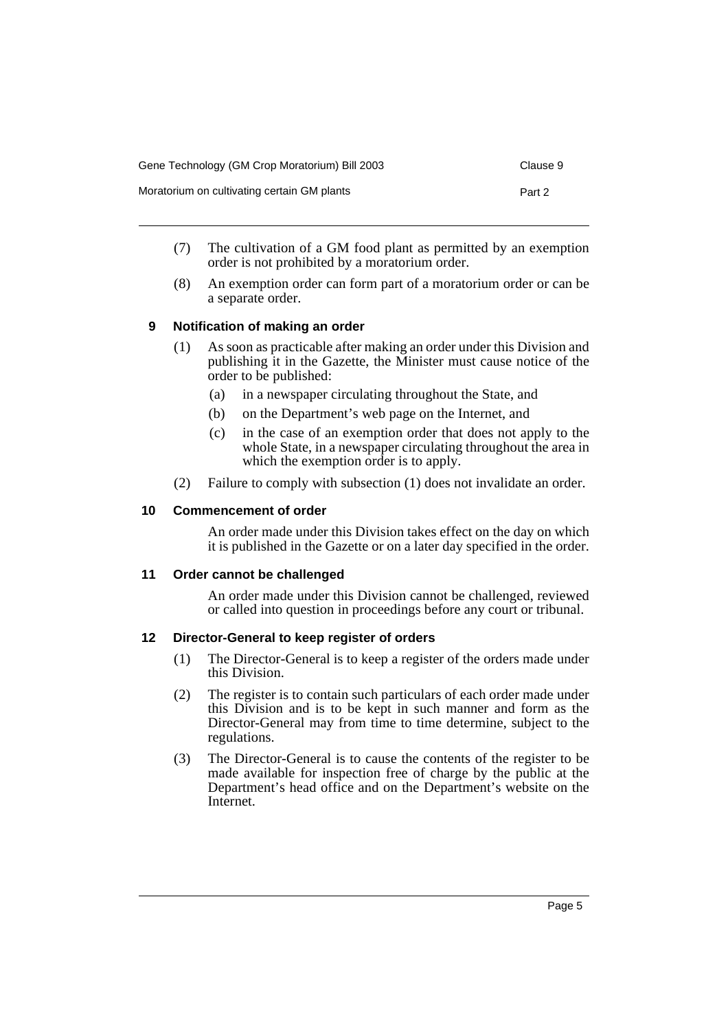(7) The cultivation of a GM food plant as permitted by an exemption order is not prohibited by a moratorium order.

(8) An exemption order can form part of a moratorium order or can be a separate order.

### 9 Notification of making an order

(1) As soon as practicable after making an order under this Division and publishing it in the Gazette, the Minister must cause notice of the order to be published:

(a) in a newspaper circulating throughout the State, and

(b) on the Department's web page on the Internet, and

(c) in the case of an exemption order that does not apply to the whole State, in a newspaper circulating throughout the area in which the exemption order is to apply.

(2) Failure to comply with subsection (1) does not invalidate an order.

### 10 Commencement of order

An order made under this Division takes effect on the day on which it is published in the Gazette or on a later day specified in the order.

### 11 Order cannot be challenged

An order made under this Division cannot be challenged, reviewed or called into question in proceedings before any court or tribunal.

### 12 Director-General to keep register of orders

(1) The Director-General is to keep a register of the orders made under this Division.

(2) The register is to contain such particulars of each order made under this Division and is to be kept in such manner and form as the Director-General may from time to time determine, subject to the regulations.

(3) The Director-General is to cause the contents of the register to be made available for inspection free of charge by the public at the Department's head office and on the Department's website on the Internet.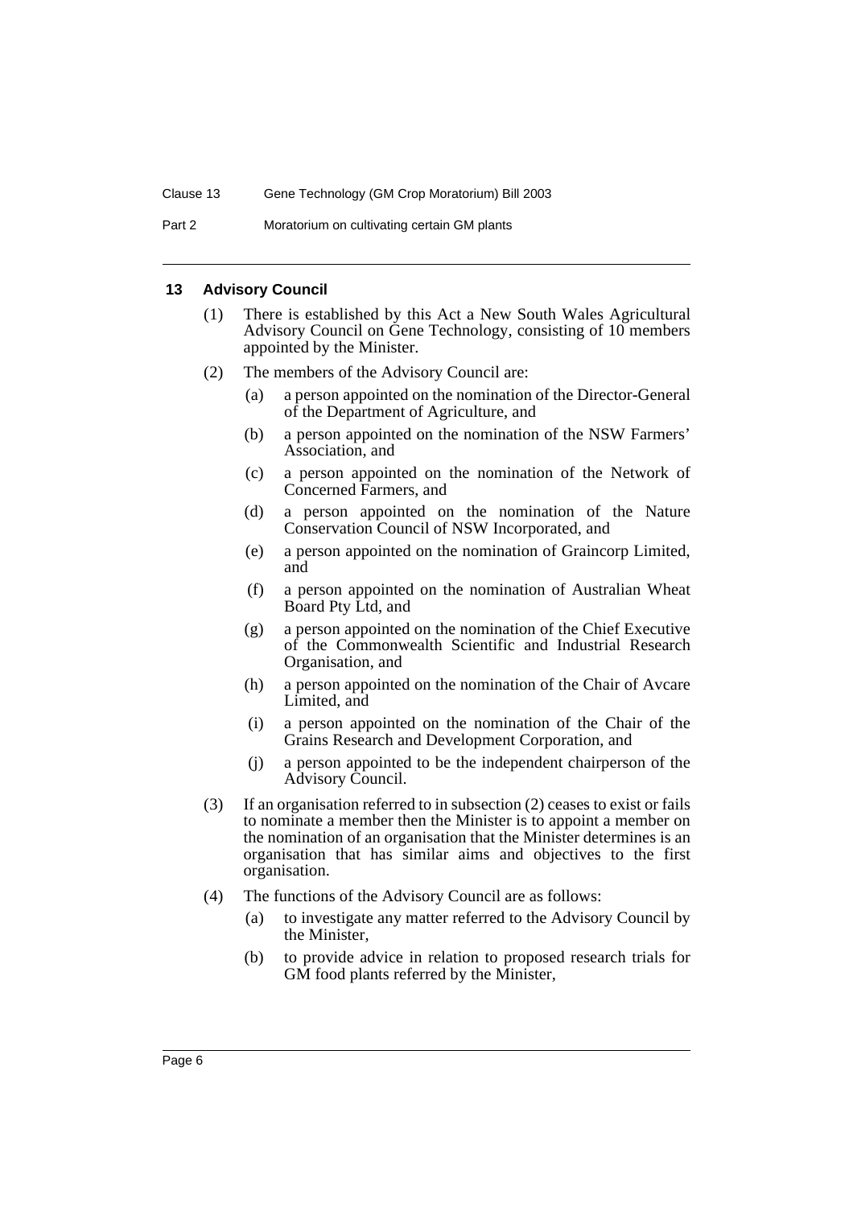#### 13 Advisory Council

(1) There is established by this Act a New South Wales Agricultural Advisory Council on Gene Technology, consisting of 10 members appointed by the Minister.

(2) The members of the Advisory Council are:

(a) a person appointed on the nomination of the Director-General of the Department of Agriculture, and

(b) a person appointed on the nomination of the NSW Farmers' Association, and

(c) a person appointed on the nomination of the Network of Concerned Farmers, and

(d) a person appointed on the nomination of the Nature Conservation Council of NSW Incorporated, and

(e) a person appointed on the nomination of Graincorp Limited, and

(f) a person appointed on the nomination of Australian Wheat Board Pty Ltd, and

(g) a person appointed on the nomination of the Chief Executive of the Commonwealth Scientific and Industrial Research Organisation, and

(h) a person appointed on the nomination of the Chair of Avcare Limited, and

(i) a person appointed on the nomination of the Chair of the Grains Research and Development Corporation, and

(j) a person appointed to be the independent chairperson of the Advisory Council.

(3) If an organisation referred to in subsection (2) ceases to exist or fails to nominate a member then the Minister is to appoint a member on the nomination of an organisation that the Minister determines is an organisation that has similar aims and objectives to the first organisation.

(4) The functions of the Advisory Council are as follows:

(a) to investigate any matter referred to the Advisory Council by the Minister,

(b) to provide advice in relation to proposed research trials for GM food plants referred by the Minister,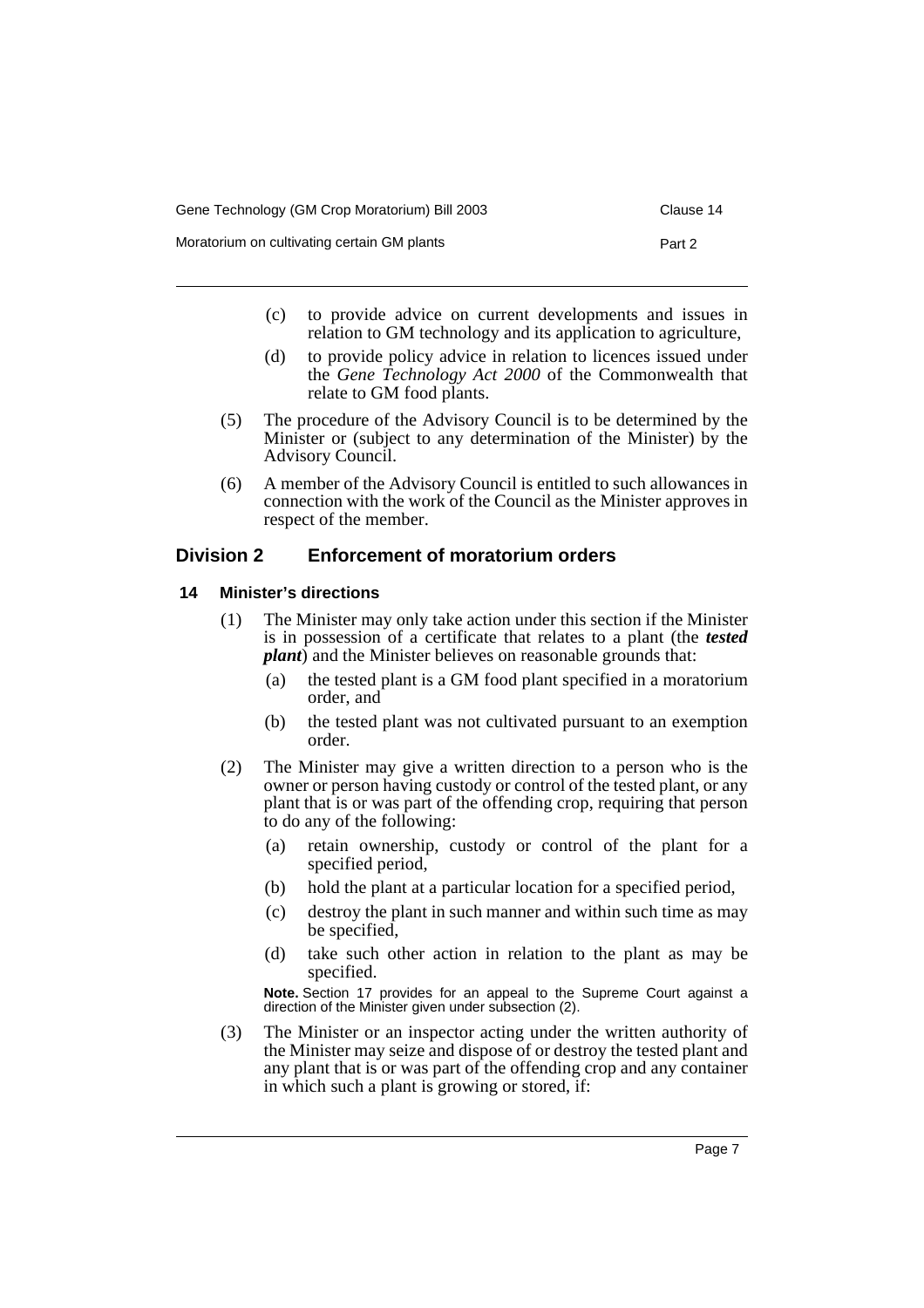(c) to provide advice on current developments and issues in relation to GM technology and its application to agriculture,

(d) to provide policy advice in relation to licences issued under the *Gene Technology Act 2000* of the Commonwealth that relate to GM food plants.

(5) The procedure of the Advisory Council is to be determined by the Minister or (subject to any determination of the Minister) by the Advisory Council.

(6) A member of the Advisory Council is entitled to such allowances in connection with the work of the Council as the Minister approves in respect of the member.

## Division 2 Enforcement of moratorium orders

### 14 Minister's directions

(1) The Minister may only take action under this section if the Minister is in possession of a certificate that relates to a plant (the ***tested plant***) and the Minister believes on reasonable grounds that:

(a) the tested plant is a GM food plant specified in a moratorium order, and

(b) the tested plant was not cultivated pursuant to an exemption order.

(2) The Minister may give a written direction to a person who is the owner or person having custody or control of the tested plant, or any plant that is or was part of the offending crop, requiring that person to do any of the following:

(a) retain ownership, custody or control of the plant for a specified period,

(b) hold the plant at a particular location for a specified period,

(c) destroy the plant in such manner and within such time as may be specified,

(d) take such other action in relation to the plant as may be specified.

**Note.** Section 17 provides for an appeal to the Supreme Court against a direction of the Minister given under subsection (2).

(3) The Minister or an inspector acting under the written authority of the Minister may seize and dispose of or destroy the tested plant and any plant that is or was part of the offending crop and any container in which such a plant is growing or stored, if: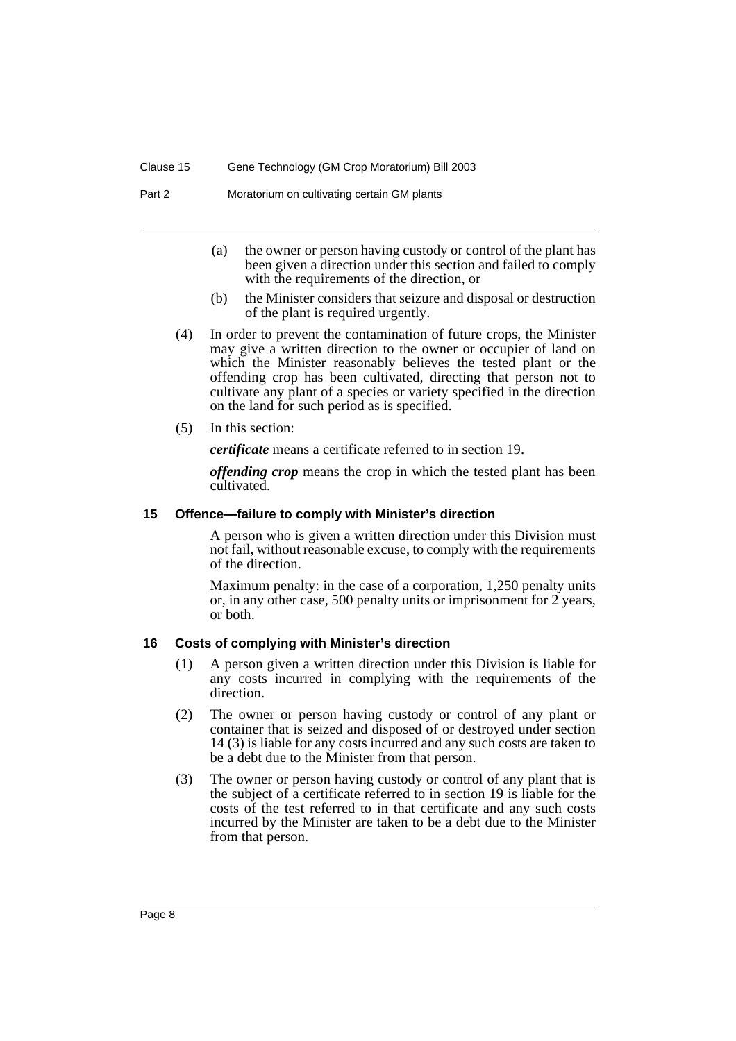(a) the owner or person having custody or control of the plant has been given a direction under this section and failed to comply with the requirements of the direction, or

(b) the Minister considers that seizure and disposal or destruction of the plant is required urgently.

(4) In order to prevent the contamination of future crops, the Minister may give a written direction to the owner or occupier of land on which the Minister reasonably believes the tested plant or the offending crop has been cultivated, directing that person not to cultivate any plant of a species or variety specified in the direction on the land for such period as is specified.

(5) In this section:

***certificate*** means a certificate referred to in section 19.

***offending crop*** means the crop in which the tested plant has been cultivated.

### 15 Offence—failure to comply with Minister's direction

A person who is given a written direction under this Division must not fail, without reasonable excuse, to comply with the requirements of the direction.

Maximum penalty: in the case of a corporation, 1,250 penalty units or, in any other case, 500 penalty units or imprisonment for 2 years, or both.

### 16 Costs of complying with Minister's direction

(1) A person given a written direction under this Division is liable for any costs incurred in complying with the requirements of the direction.

(2) The owner or person having custody or control of any plant or container that is seized and disposed of or destroyed under section 14 (3) is liable for any costs incurred and any such costs are taken to be a debt due to the Minister from that person.

(3) The owner or person having custody or control of any plant that is the subject of a certificate referred to in section 19 is liable for the costs of the test referred to in that certificate and any such costs incurred by the Minister are taken to be a debt due to the Minister from that person.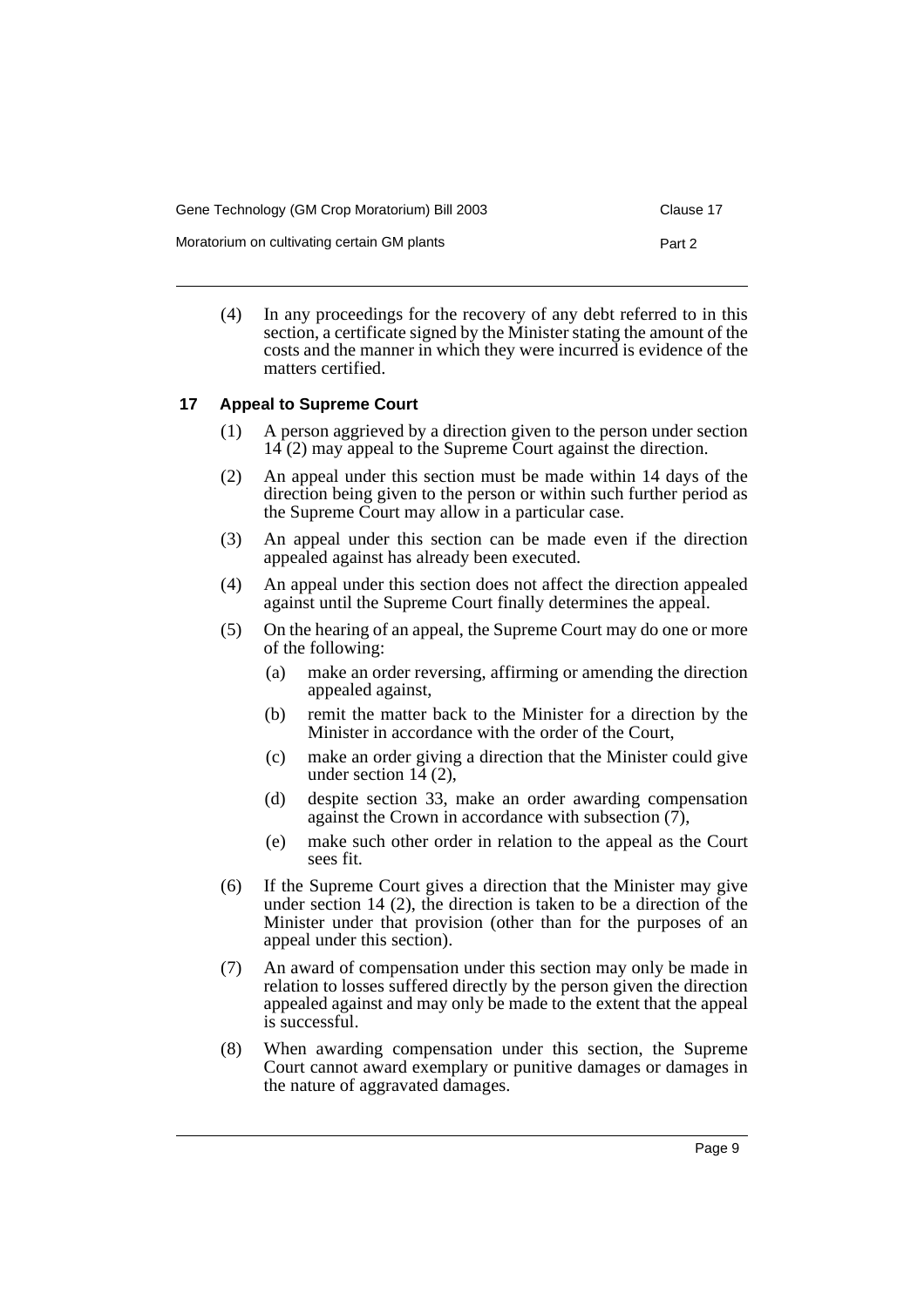(4) In any proceedings for the recovery of any debt referred to in this section, a certificate signed by the Minister stating the amount of the costs and the manner in which they were incurred is evidence of the matters certified.

### 17 Appeal to Supreme Court

(1) A person aggrieved by a direction given to the person under section 14 (2) may appeal to the Supreme Court against the direction.

(2) An appeal under this section must be made within 14 days of the direction being given to the person or within such further period as the Supreme Court may allow in a particular case.

(3) An appeal under this section can be made even if the direction appealed against has already been executed.

(4) An appeal under this section does not affect the direction appealed against until the Supreme Court finally determines the appeal.

(5) On the hearing of an appeal, the Supreme Court may do one or more of the following:

(a) make an order reversing, affirming or amending the direction appealed against,

(b) remit the matter back to the Minister for a direction by the Minister in accordance with the order of the Court,

(c) make an order giving a direction that the Minister could give under section 14 (2),

(d) despite section 33, make an order awarding compensation against the Crown in accordance with subsection (7),

(e) make such other order in relation to the appeal as the Court sees fit.

(6) If the Supreme Court gives a direction that the Minister may give under section 14 (2), the direction is taken to be a direction of the Minister under that provision (other than for the purposes of an appeal under this section).

(7) An award of compensation under this section may only be made in relation to losses suffered directly by the person given the direction appealed against and may only be made to the extent that the appeal is successful.

(8) When awarding compensation under this section, the Supreme Court cannot award exemplary or punitive damages or damages in the nature of aggravated damages.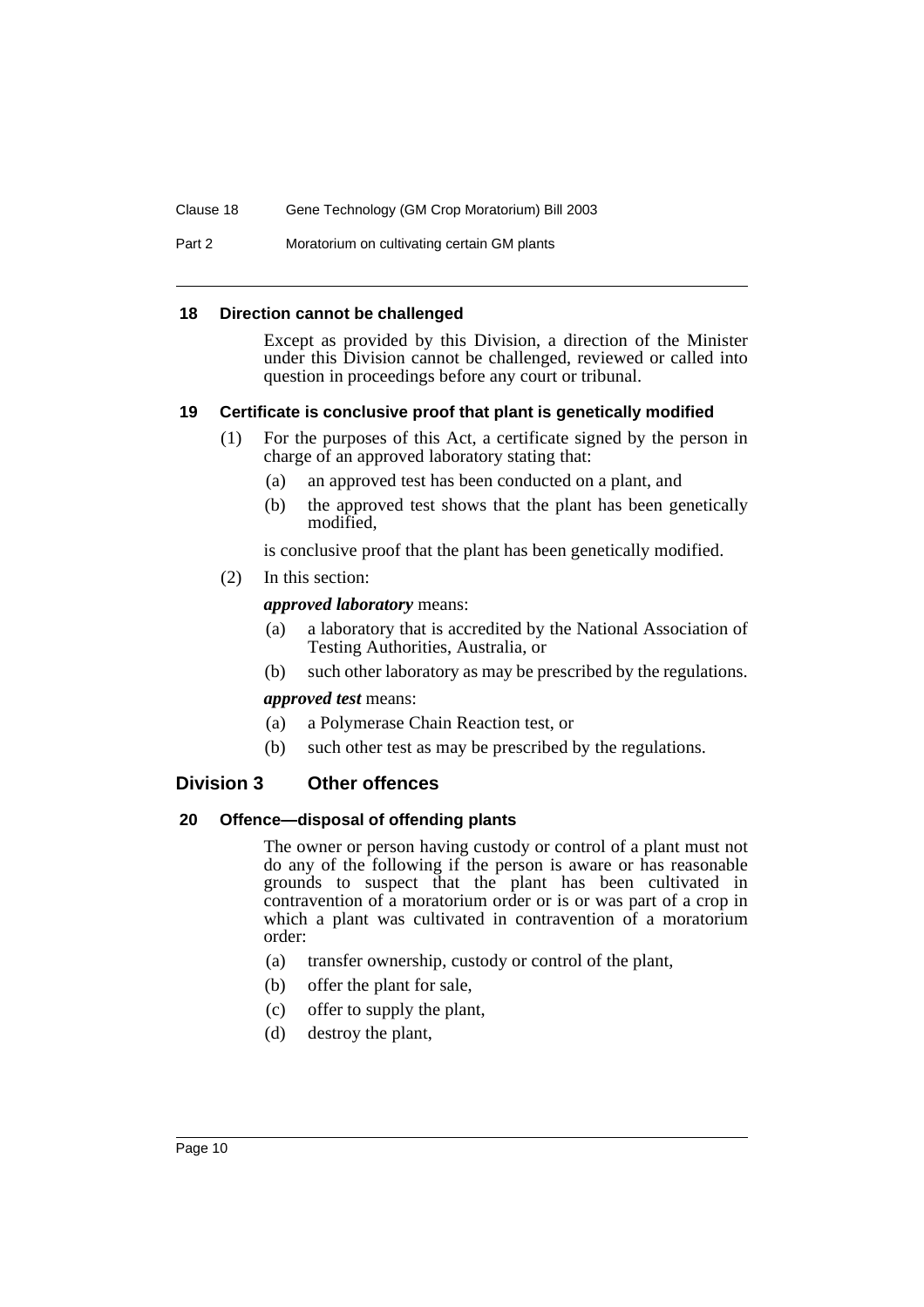#### 18 Direction cannot be challenged

Except as provided by this Division, a direction of the Minister under this Division cannot be challenged, reviewed or called into question in proceedings before any court or tribunal.

#### 19 Certificate is conclusive proof that plant is genetically modified

(1) For the purposes of this Act, a certificate signed by the person in charge of an approved laboratory stating that:

(a) an approved test has been conducted on a plant, and

(b) the approved test shows that the plant has been genetically modified,

is conclusive proof that the plant has been genetically modified.

(2) In this section:

***approved laboratory*** means:

(a) a laboratory that is accredited by the National Association of Testing Authorities, Australia, or

(b) such other laboratory as may be prescribed by the regulations.

***approved test*** means:

(a) a Polymerase Chain Reaction test, or

(b) such other test as may be prescribed by the regulations.

### Division 3 Other offences

#### 20 Offence—disposal of offending plants

The owner or person having custody or control of a plant must not do any of the following if the person is aware or has reasonable grounds to suspect that the plant has been cultivated in contravention of a moratorium order or is or was part of a crop in which a plant was cultivated in contravention of a moratorium order:

(a) transfer ownership, custody or control of the plant,

(b) offer the plant for sale,

(c) offer to supply the plant,

(d) destroy the plant,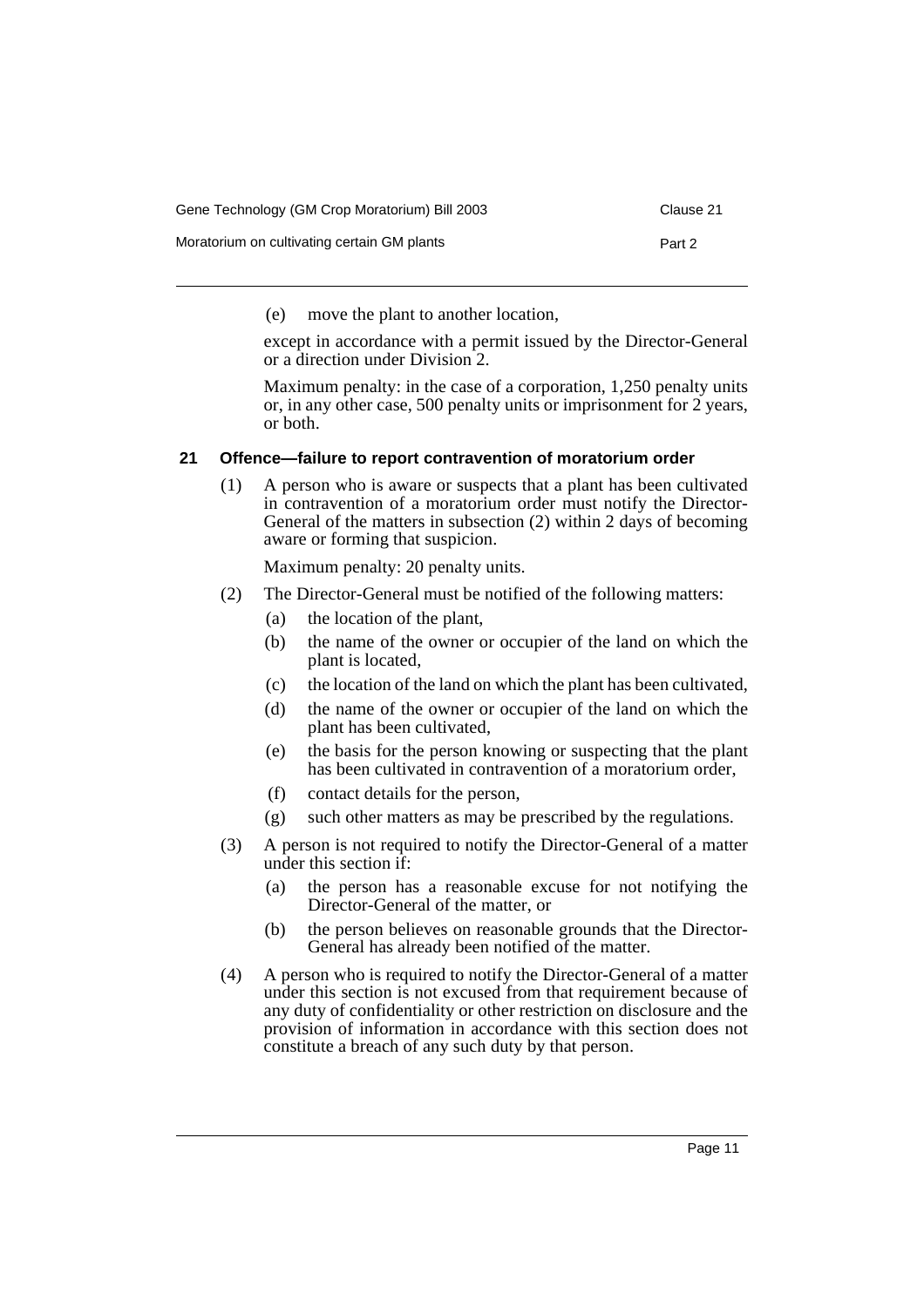(e) move the plant to another location,

except in accordance with a permit issued by the Director-General or a direction under Division 2.

Maximum penalty: in the case of a corporation, 1,250 penalty units or, in any other case, 500 penalty units or imprisonment for 2 years, or both.

### 21 Offence—failure to report contravention of moratorium order

(1) A person who is aware or suspects that a plant has been cultivated in contravention of a moratorium order must notify the Director-General of the matters in subsection (2) within 2 days of becoming aware or forming that suspicion.

Maximum penalty: 20 penalty units.

(2) The Director-General must be notified of the following matters:

- (a) the location of the plant,
- (b) the name of the owner or occupier of the land on which the plant is located,
- (c) the location of the land on which the plant has been cultivated,
- (d) the name of the owner or occupier of the land on which the plant has been cultivated,
- (e) the basis for the person knowing or suspecting that the plant has been cultivated in contravention of a moratorium order,
- (f) contact details for the person,
- (g) such other matters as may be prescribed by the regulations.

(3) A person is not required to notify the Director-General of a matter under this section if:

- (a) the person has a reasonable excuse for not notifying the Director-General of the matter, or
- (b) the person believes on reasonable grounds that the Director-General has already been notified of the matter.

(4) A person who is required to notify the Director-General of a matter under this section is not excused from that requirement because of any duty of confidentiality or other restriction on disclosure and the provision of information in accordance with this section does not constitute a breach of any such duty by that person.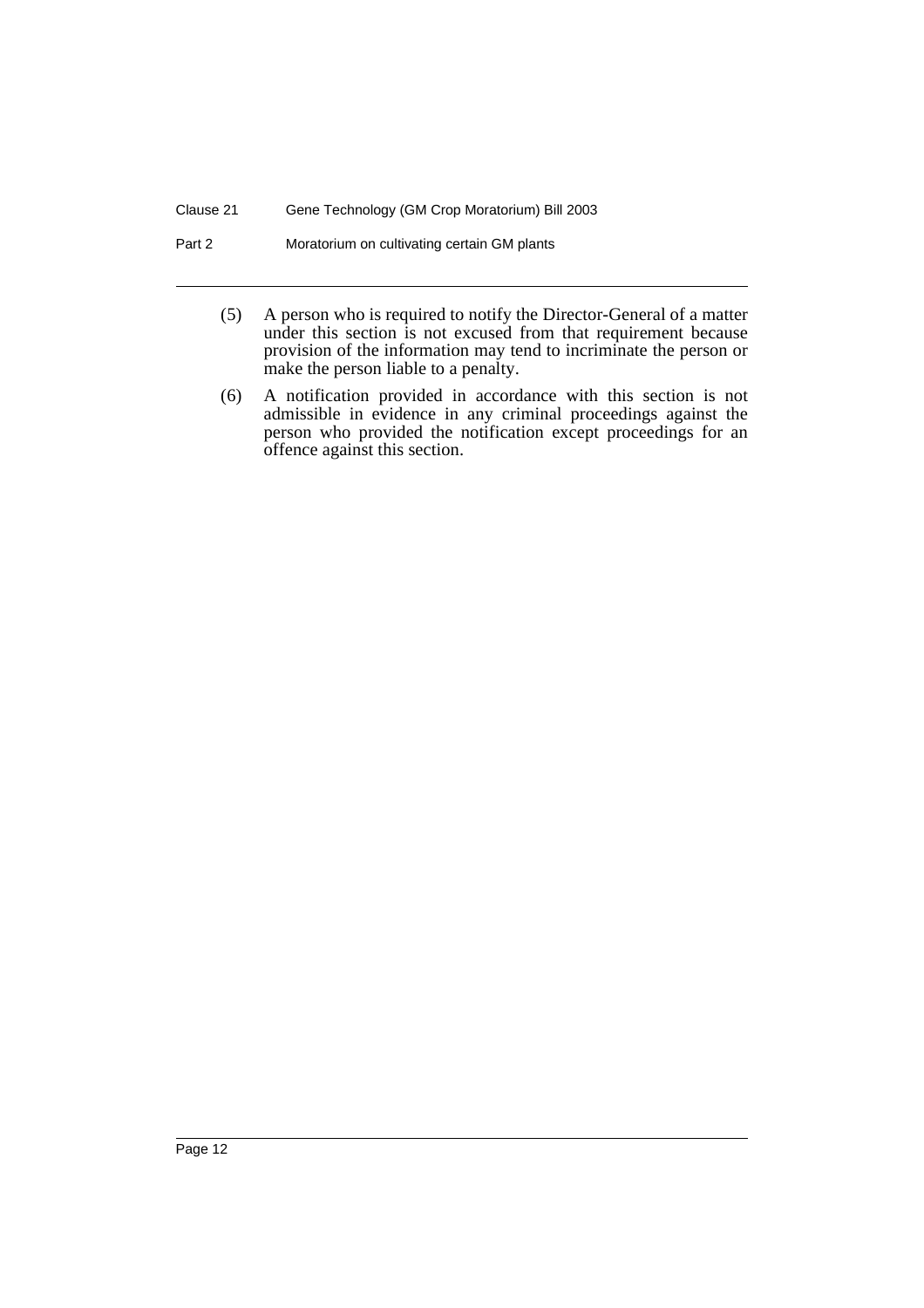(5) A person who is required to notify the Director-General of a matter under this section is not excused from that requirement because provision of the information may tend to incriminate the person or make the person liable to a penalty.

(6) A notification provided in accordance with this section is not admissible in evidence in any criminal proceedings against the person who provided the notification except proceedings for an offence against this section.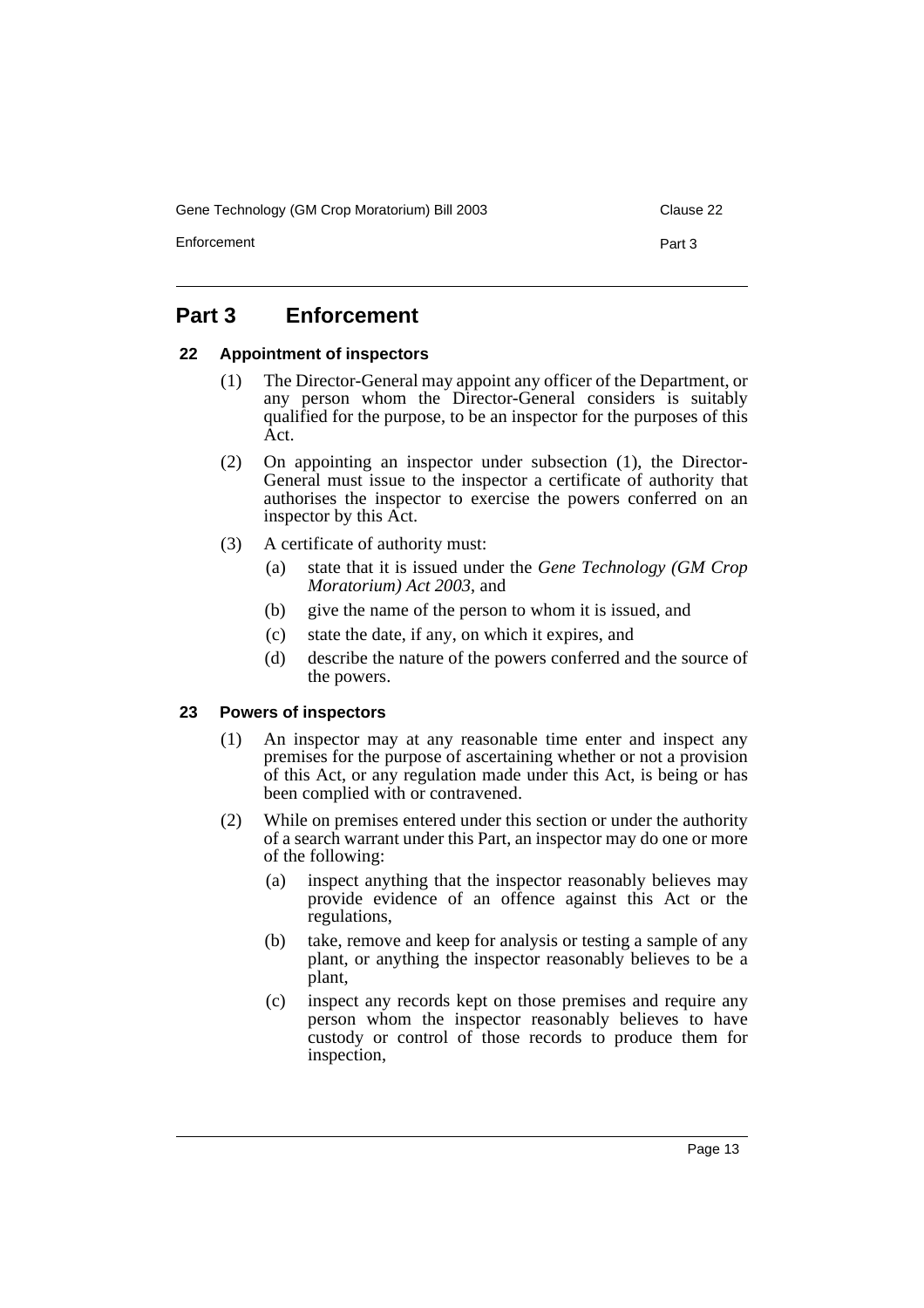## Part 3 Enforcement

### 22 Appointment of inspectors

(1) The Director-General may appoint any officer of the Department, or any person whom the Director-General considers is suitably qualified for the purpose, to be an inspector for the purposes of this Act.

(2) On appointing an inspector under subsection (1), the Director-General must issue to the inspector a certificate of authority that authorises the inspector to exercise the powers conferred on an inspector by this Act.

(3) A certificate of authority must:

- (a) state that it is issued under the *Gene Technology (GM Crop Moratorium) Act 2003*, and
- (b) give the name of the person to whom it is issued, and
- (c) state the date, if any, on which it expires, and
- (d) describe the nature of the powers conferred and the source of the powers.

### 23 Powers of inspectors

(1) An inspector may at any reasonable time enter and inspect any premises for the purpose of ascertaining whether or not a provision of this Act, or any regulation made under this Act, is being or has been complied with or contravened.

(2) While on premises entered under this section or under the authority of a search warrant under this Part, an inspector may do one or more of the following:

- (a) inspect anything that the inspector reasonably believes may provide evidence of an offence against this Act or the regulations,
- (b) take, remove and keep for analysis or testing a sample of any plant, or anything the inspector reasonably believes to be a plant,
- (c) inspect any records kept on those premises and require any person whom the inspector reasonably believes to have custody or control of those records to produce them for inspection,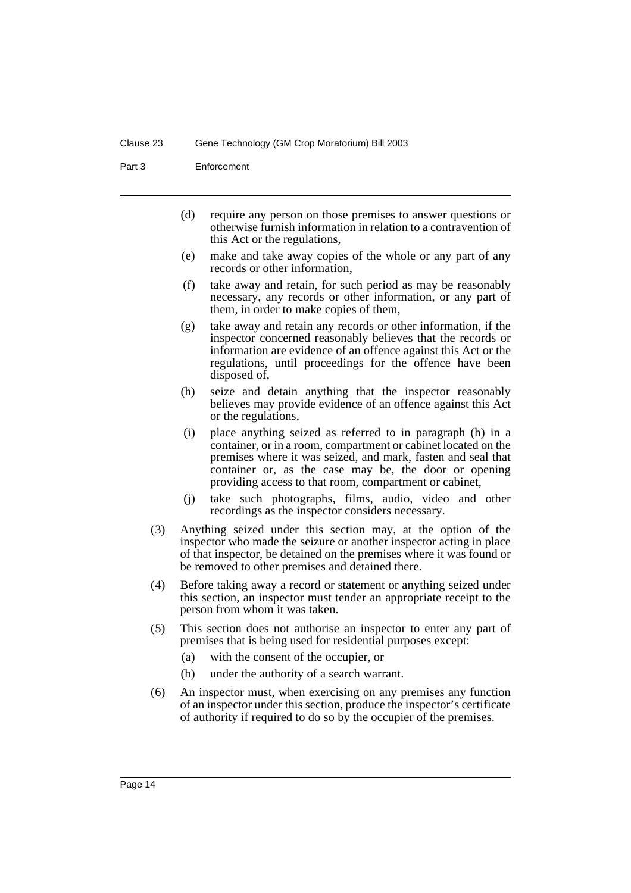(d) require any person on those premises to answer questions or otherwise furnish information in relation to a contravention of this Act or the regulations,

(e) make and take away copies of the whole or any part of any records or other information,

(f) take away and retain, for such period as may be reasonably necessary, any records or other information, or any part of them, in order to make copies of them,

(g) take away and retain any records or other information, if the inspector concerned reasonably believes that the records or information are evidence of an offence against this Act or the regulations, until proceedings for the offence have been disposed of,

(h) seize and detain anything that the inspector reasonably believes may provide evidence of an offence against this Act or the regulations,

(i) place anything seized as referred to in paragraph (h) in a container, or in a room, compartment or cabinet located on the premises where it was seized, and mark, fasten and seal that container or, as the case may be, the door or opening providing access to that room, compartment or cabinet,

(j) take such photographs, films, audio, video and other recordings as the inspector considers necessary.

(3) Anything seized under this section may, at the option of the inspector who made the seizure or another inspector acting in place of that inspector, be detained on the premises where it was found or be removed to other premises and detained there.

(4) Before taking away a record or statement or anything seized under this section, an inspector must tender an appropriate receipt to the person from whom it was taken.

(5) This section does not authorise an inspector to enter any part of premises that is being used for residential purposes except:

(a) with the consent of the occupier, or

(b) under the authority of a search warrant.

(6) An inspector must, when exercising on any premises any function of an inspector under this section, produce the inspector's certificate of authority if required to do so by the occupier of the premises.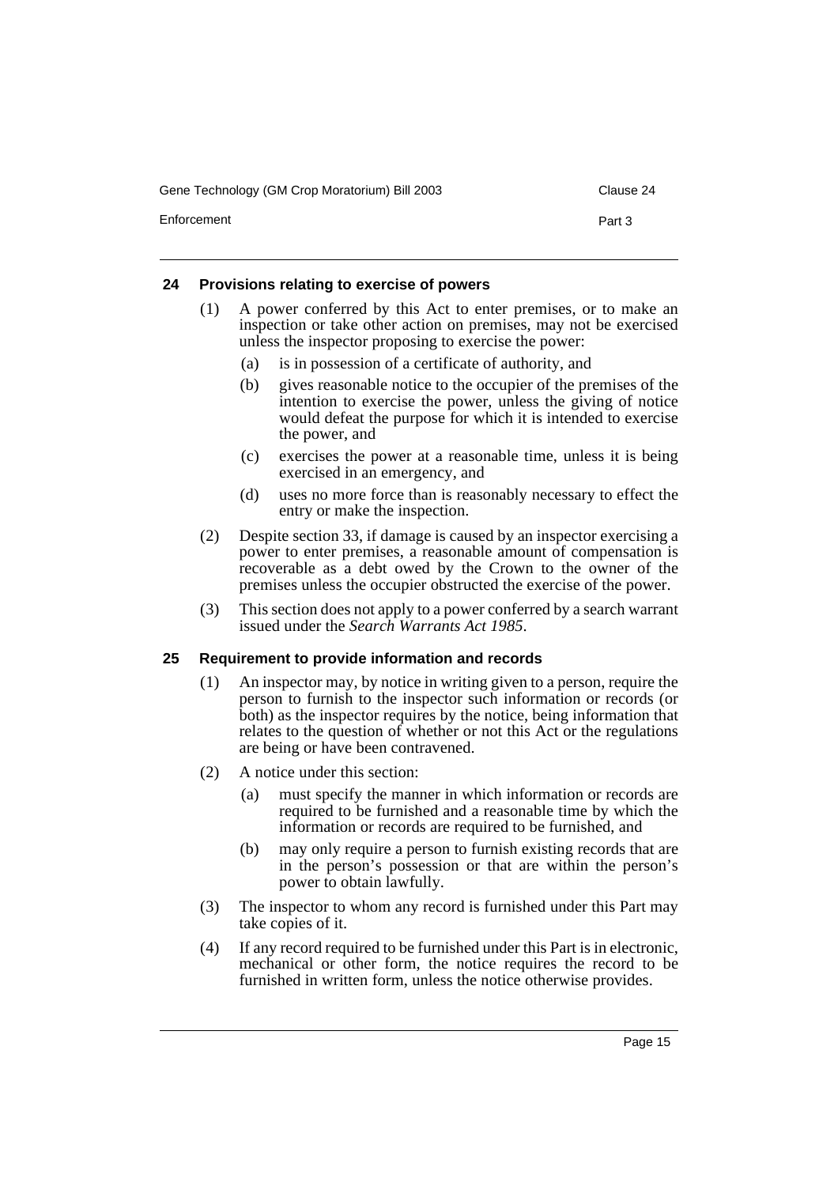### 24 Provisions relating to exercise of powers

(1) A power conferred by this Act to enter premises, or to make an inspection or take other action on premises, may not be exercised unless the inspector proposing to exercise the power:

(a) is in possession of a certificate of authority, and

(b) gives reasonable notice to the occupier of the premises of the intention to exercise the power, unless the giving of notice would defeat the purpose for which it is intended to exercise the power, and

(c) exercises the power at a reasonable time, unless it is being exercised in an emergency, and

(d) uses no more force than is reasonably necessary to effect the entry or make the inspection.

(2) Despite section 33, if damage is caused by an inspector exercising a power to enter premises, a reasonable amount of compensation is recoverable as a debt owed by the Crown to the owner of the premises unless the occupier obstructed the exercise of the power.

(3) This section does not apply to a power conferred by a search warrant issued under the *Search Warrants Act 1985*.

### 25 Requirement to provide information and records

(1) An inspector may, by notice in writing given to a person, require the person to furnish to the inspector such information or records (or both) as the inspector requires by the notice, being information that relates to the question of whether or not this Act or the regulations are being or have been contravened.

(2) A notice under this section:

(a) must specify the manner in which information or records are required to be furnished and a reasonable time by which the information or records are required to be furnished, and

(b) may only require a person to furnish existing records that are in the person's possession or that are within the person's power to obtain lawfully.

(3) The inspector to whom any record is furnished under this Part may take copies of it.

(4) If any record required to be furnished under this Part is in electronic, mechanical or other form, the notice requires the record to be furnished in written form, unless the notice otherwise provides.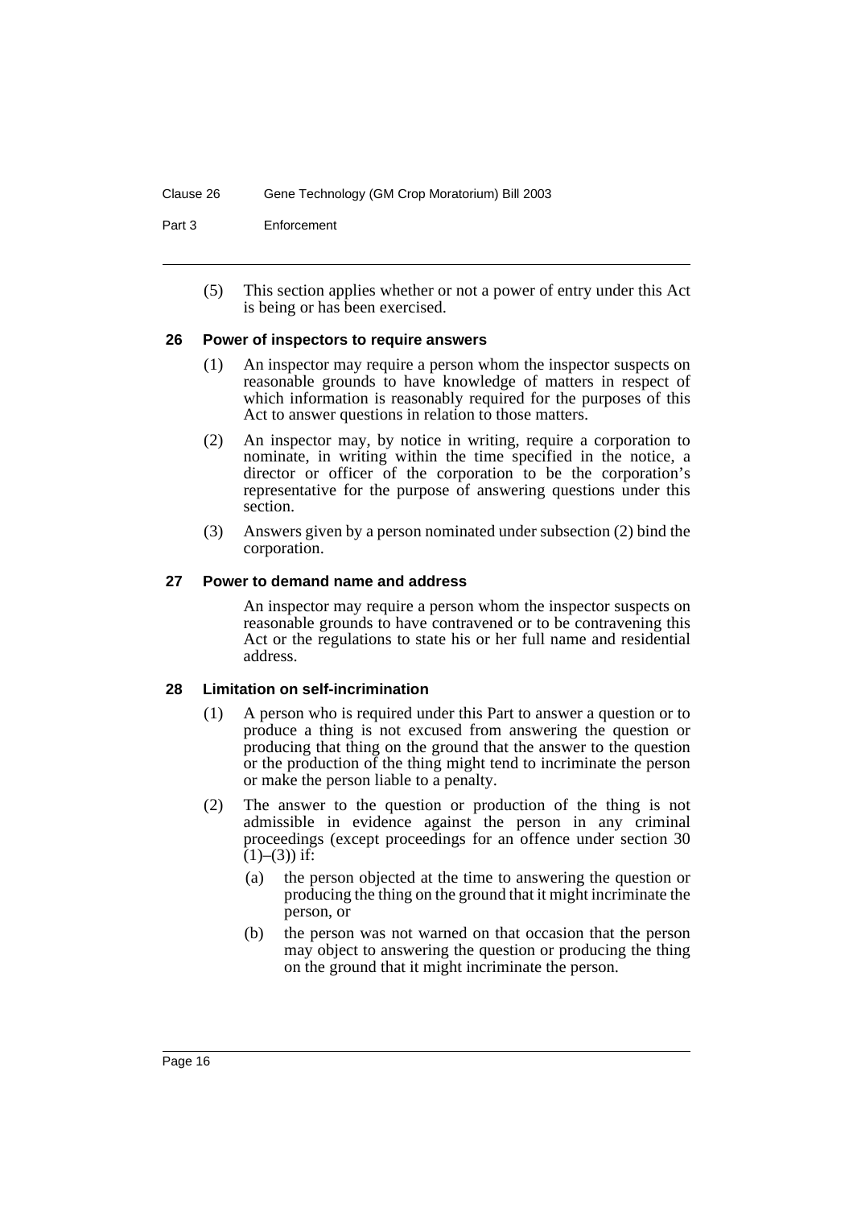(5) This section applies whether or not a power of entry under this Act is being or has been exercised.

### 26 Power of inspectors to require answers

(1) An inspector may require a person whom the inspector suspects on reasonable grounds to have knowledge of matters in respect of which information is reasonably required for the purposes of this Act to answer questions in relation to those matters.

(2) An inspector may, by notice in writing, require a corporation to nominate, in writing within the time specified in the notice, a director or officer of the corporation to be the corporation's representative for the purpose of answering questions under this section.

(3) Answers given by a person nominated under subsection (2) bind the corporation.

### 27 Power to demand name and address

An inspector may require a person whom the inspector suspects on reasonable grounds to have contravened or to be contravening this Act or the regulations to state his or her full name and residential address.

### 28 Limitation on self-incrimination

(1) A person who is required under this Part to answer a question or to produce a thing is not excused from answering the question or producing that thing on the ground that the answer to the question or the production of the thing might tend to incriminate the person or make the person liable to a penalty.

(2) The answer to the question or production of the thing is not admissible in evidence against the person in any criminal proceedings (except proceedings for an offence under section 30 (1)–(3)) if:

- (a) the person objected at the time to answering the question or producing the thing on the ground that it might incriminate the person, or
- (b) the person was not warned on that occasion that the person may object to answering the question or producing the thing on the ground that it might incriminate the person.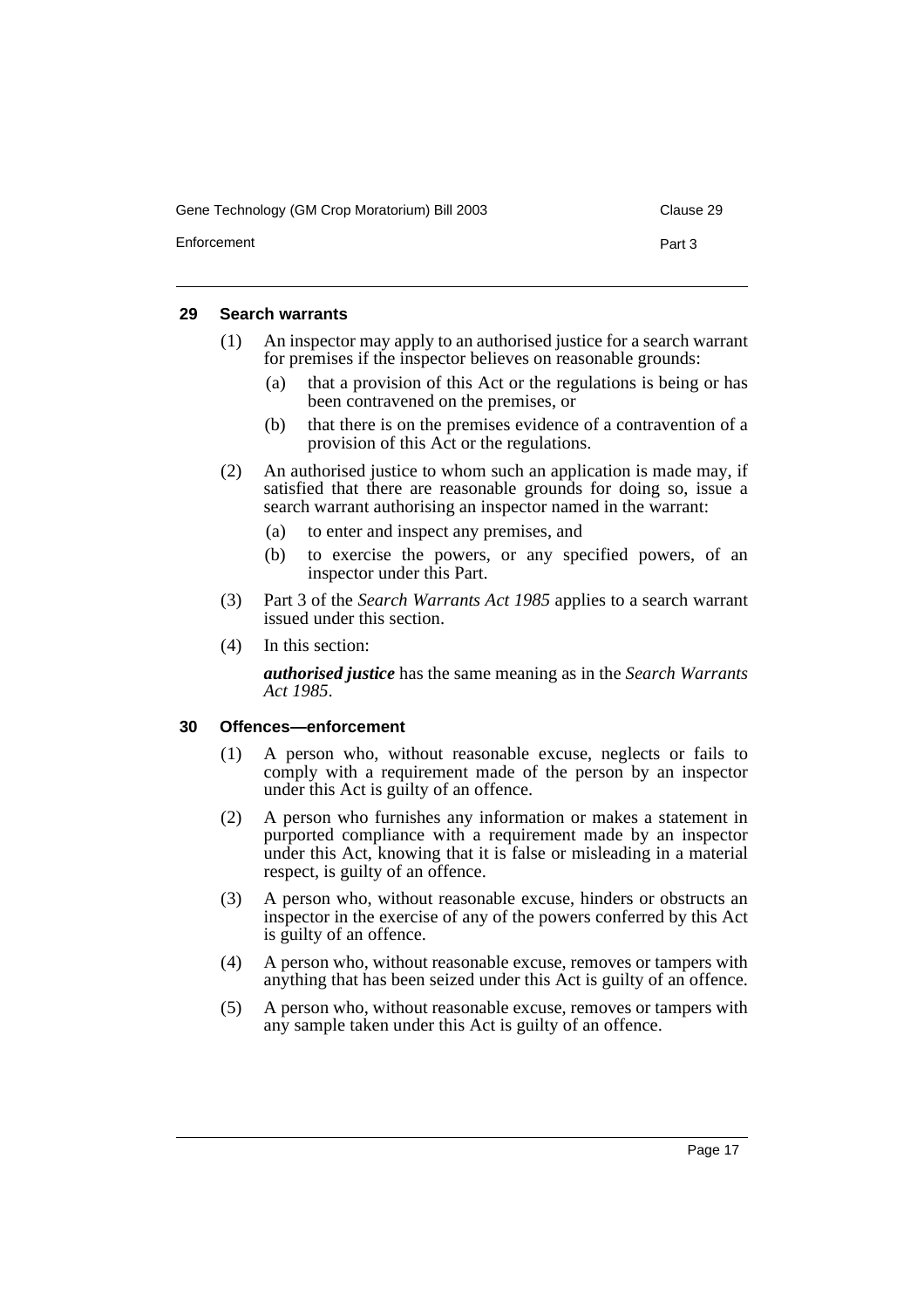### 29 Search warrants

(1) An inspector may apply to an authorised justice for a search warrant for premises if the inspector believes on reasonable grounds:

(a) that a provision of this Act or the regulations is being or has been contravened on the premises, or

(b) that there is on the premises evidence of a contravention of a provision of this Act or the regulations.

(2) An authorised justice to whom such an application is made may, if satisfied that there are reasonable grounds for doing so, issue a search warrant authorising an inspector named in the warrant:

(a) to enter and inspect any premises, and

(b) to exercise the powers, or any specified powers, of an inspector under this Part.

(3) Part 3 of the *Search Warrants Act 1985* applies to a search warrant issued under this section.

(4) In this section:

***authorised justice*** has the same meaning as in the *Search Warrants Act 1985*.

### 30 Offences—enforcement

(1) A person who, without reasonable excuse, neglects or fails to comply with a requirement made of the person by an inspector under this Act is guilty of an offence.

(2) A person who furnishes any information or makes a statement in purported compliance with a requirement made by an inspector under this Act, knowing that it is false or misleading in a material respect, is guilty of an offence.

(3) A person who, without reasonable excuse, hinders or obstructs an inspector in the exercise of any of the powers conferred by this Act is guilty of an offence.

(4) A person who, without reasonable excuse, removes or tampers with anything that has been seized under this Act is guilty of an offence.

(5) A person who, without reasonable excuse, removes or tampers with any sample taken under this Act is guilty of an offence.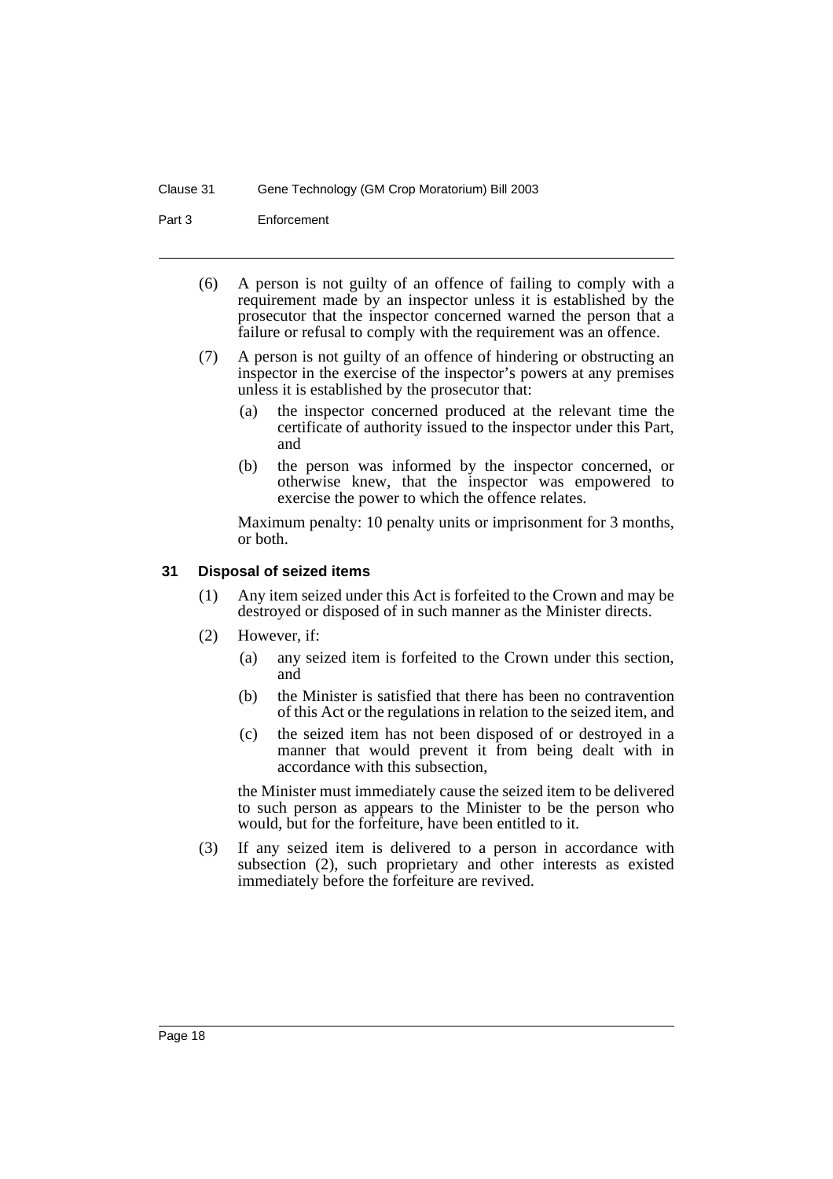(6) A person is not guilty of an offence of failing to comply with a requirement made by an inspector unless it is established by the prosecutor that the inspector concerned warned the person that a failure or refusal to comply with the requirement was an offence.

(7) A person is not guilty of an offence of hindering or obstructing an inspector in the exercise of the inspector's powers at any premises unless it is established by the prosecutor that:

(a) the inspector concerned produced at the relevant time the certificate of authority issued to the inspector under this Part, and

(b) the person was informed by the inspector concerned, or otherwise knew, that the inspector was empowered to exercise the power to which the offence relates.

Maximum penalty: 10 penalty units or imprisonment for 3 months, or both.

### 31 Disposal of seized items

(1) Any item seized under this Act is forfeited to the Crown and may be destroyed or disposed of in such manner as the Minister directs.

(2) However, if:

(a) any seized item is forfeited to the Crown under this section, and

(b) the Minister is satisfied that there has been no contravention of this Act or the regulations in relation to the seized item, and

(c) the seized item has not been disposed of or destroyed in a manner that would prevent it from being dealt with in accordance with this subsection,

the Minister must immediately cause the seized item to be delivered to such person as appears to the Minister to be the person who would, but for the forfeiture, have been entitled to it.

(3) If any seized item is delivered to a person in accordance with subsection (2), such proprietary and other interests as existed immediately before the forfeiture are revived.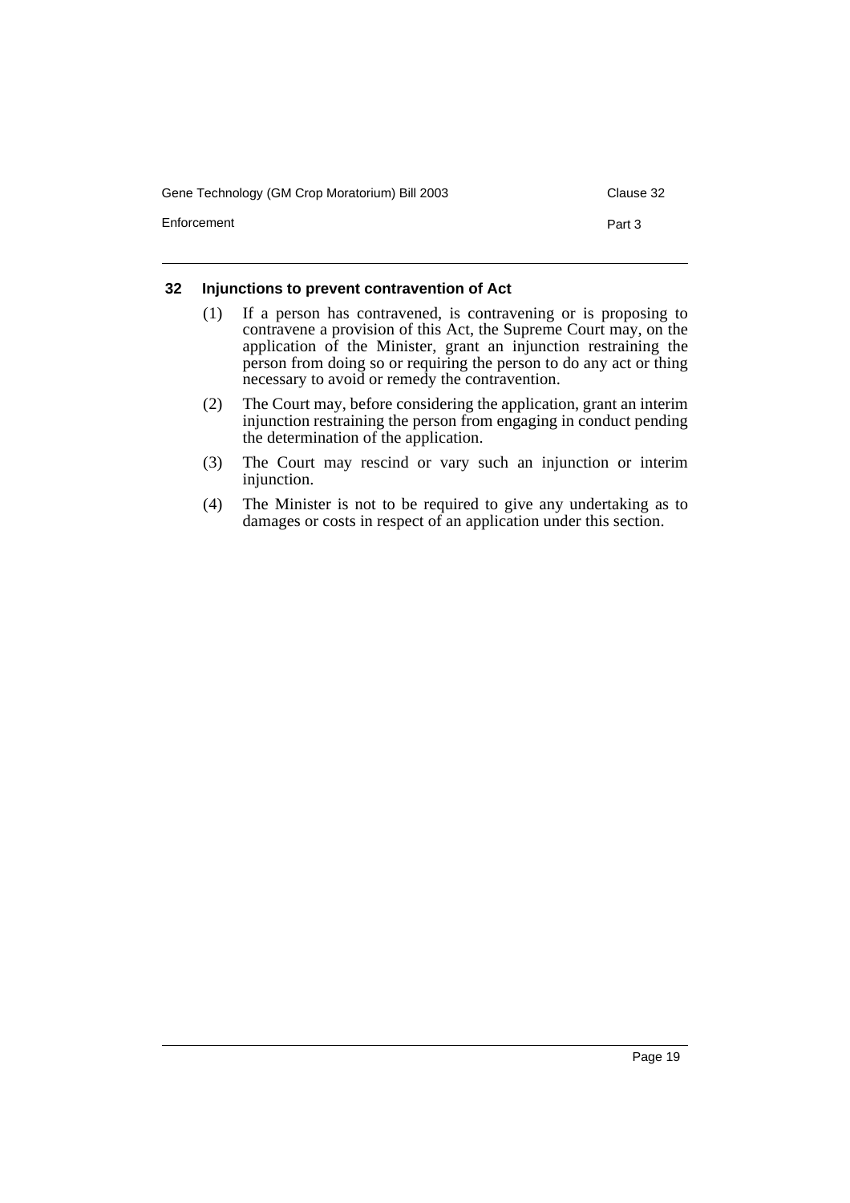## 32 Injunctions to prevent contravention of Act

(1) If a person has contravened, is contravening or is proposing to contravene a provision of this Act, the Supreme Court may, on the application of the Minister, grant an injunction restraining the person from doing so or requiring the person to do any act or thing necessary to avoid or remedy the contravention.

(2) The Court may, before considering the application, grant an interim injunction restraining the person from engaging in conduct pending the determination of the application.

(3) The Court may rescind or vary such an injunction or interim injunction.

(4) The Minister is not to be required to give any undertaking as to damages or costs in respect of an application under this section.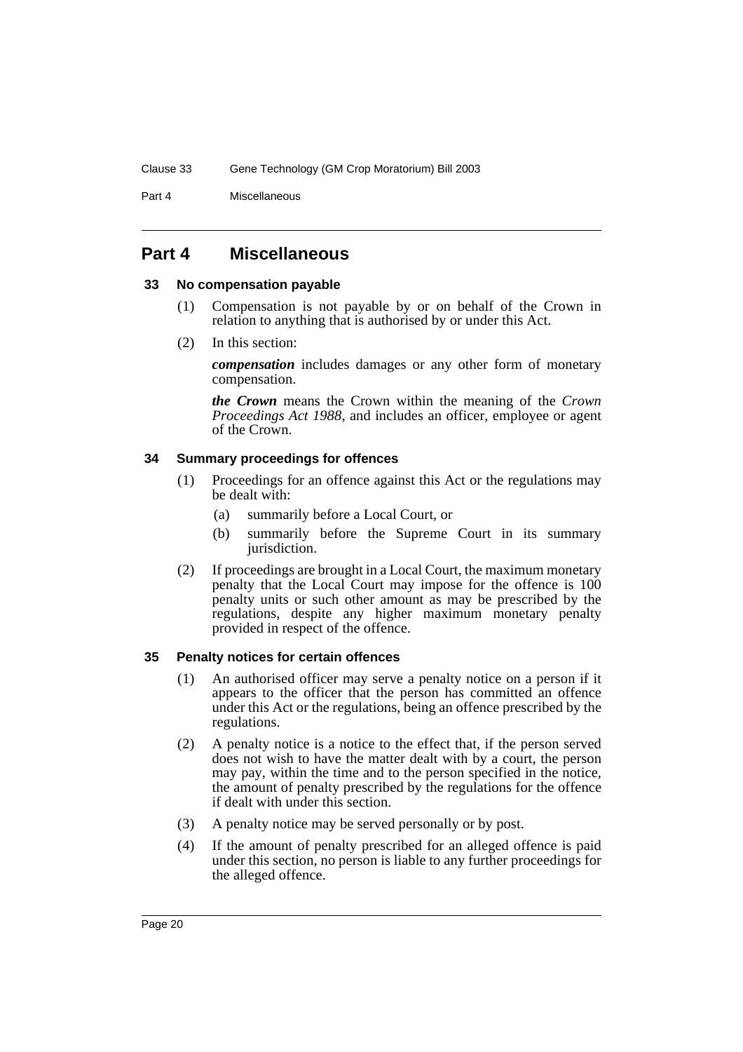## Part 4 Miscellaneous

### 33 No compensation payable

(1) Compensation is not payable by or on behalf of the Crown in relation to anything that is authorised by or under this Act.

(2) In this section:

***compensation*** includes damages or any other form of monetary compensation.

***the Crown*** means the Crown within the meaning of the *Crown Proceedings Act 1988*, and includes an officer, employee or agent of the Crown.

### 34 Summary proceedings for offences

(1) Proceedings for an offence against this Act or the regulations may be dealt with:

(a) summarily before a Local Court, or

(b) summarily before the Supreme Court in its summary jurisdiction.

(2) If proceedings are brought in a Local Court, the maximum monetary penalty that the Local Court may impose for the offence is 100 penalty units or such other amount as may be prescribed by the regulations, despite any higher maximum monetary penalty provided in respect of the offence.

### 35 Penalty notices for certain offences

(1) An authorised officer may serve a penalty notice on a person if it appears to the officer that the person has committed an offence under this Act or the regulations, being an offence prescribed by the regulations.

(2) A penalty notice is a notice to the effect that, if the person served does not wish to have the matter dealt with by a court, the person may pay, within the time and to the person specified in the notice, the amount of penalty prescribed by the regulations for the offence if dealt with under this section.

(3) A penalty notice may be served personally or by post.

(4) If the amount of penalty prescribed for an alleged offence is paid under this section, no person is liable to any further proceedings for the alleged offence.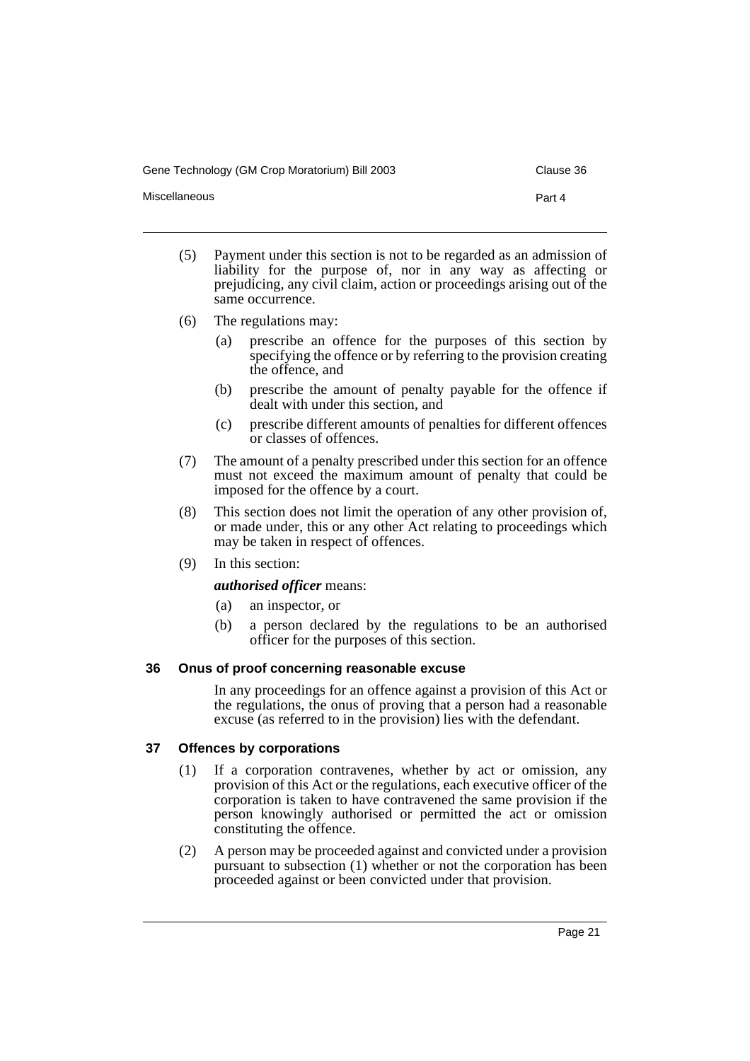(5) Payment under this section is not to be regarded as an admission of liability for the purpose of, nor in any way as affecting or prejudicing, any civil claim, action or proceedings arising out of the same occurrence.

(6) The regulations may:

(a) prescribe an offence for the purposes of this section by specifying the offence or by referring to the provision creating the offence, and

(b) prescribe the amount of penalty payable for the offence if dealt with under this section, and

(c) prescribe different amounts of penalties for different offences or classes of offences.

(7) The amount of a penalty prescribed under this section for an offence must not exceed the maximum amount of penalty that could be imposed for the offence by a court.

(8) This section does not limit the operation of any other provision of, or made under, this or any other Act relating to proceedings which may be taken in respect of offences.

(9) In this section:

***authorised officer*** means:

(a) an inspector, or

(b) a person declared by the regulations to be an authorised officer for the purposes of this section.

### 36 Onus of proof concerning reasonable excuse

In any proceedings for an offence against a provision of this Act or the regulations, the onus of proving that a person had a reasonable excuse (as referred to in the provision) lies with the defendant.

### 37 Offences by corporations

(1) If a corporation contravenes, whether by act or omission, any provision of this Act or the regulations, each executive officer of the corporation is taken to have contravened the same provision if the person knowingly authorised or permitted the act or omission constituting the offence.

(2) A person may be proceeded against and convicted under a provision pursuant to subsection (1) whether or not the corporation has been proceeded against or been convicted under that provision.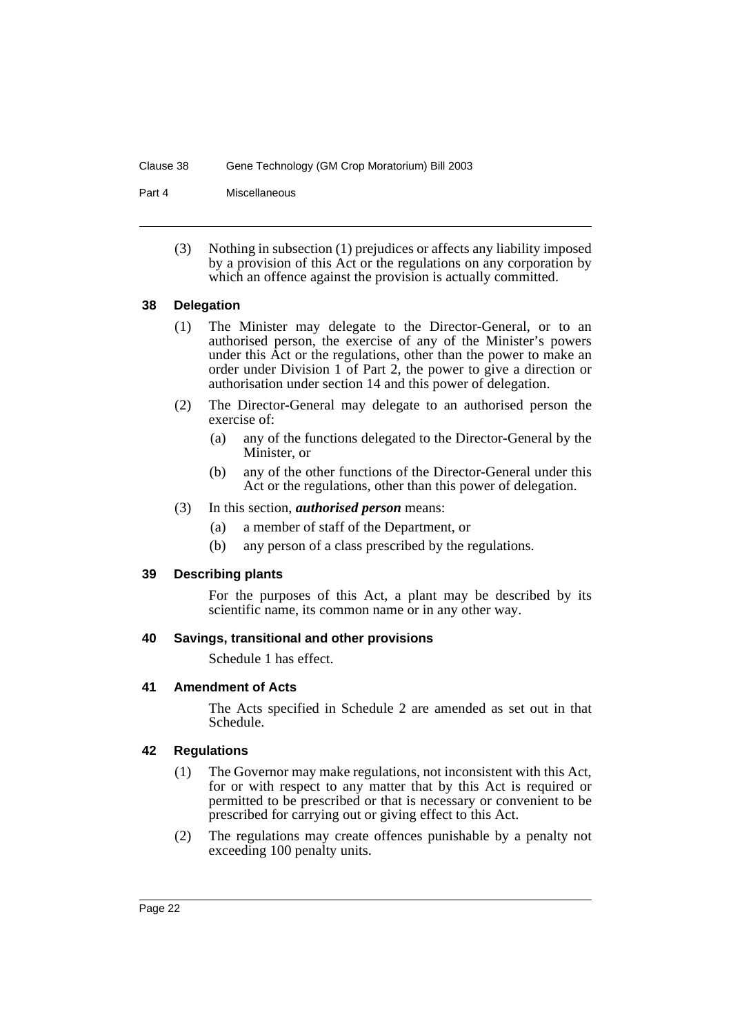(3) Nothing in subsection (1) prejudices or affects any liability imposed by a provision of this Act or the regulations on any corporation by which an offence against the provision is actually committed.

### 38 Delegation

(1) The Minister may delegate to the Director-General, or to an authorised person, the exercise of any of the Minister's powers under this Act or the regulations, other than the power to make an order under Division 1 of Part 2, the power to give a direction or authorisation under section 14 and this power of delegation.

(2) The Director-General may delegate to an authorised person the exercise of:

- (a) any of the functions delegated to the Director-General by the Minister, or
- (b) any of the other functions of the Director-General under this Act or the regulations, other than this power of delegation.

(3) In this section, ***authorised person*** means:

- (a) a member of staff of the Department, or
- (b) any person of a class prescribed by the regulations.

### 39 Describing plants

For the purposes of this Act, a plant may be described by its scientific name, its common name or in any other way.

### 40 Savings, transitional and other provisions

Schedule 1 has effect.

### 41 Amendment of Acts

The Acts specified in Schedule 2 are amended as set out in that Schedule.

### 42 Regulations

(1) The Governor may make regulations, not inconsistent with this Act, for or with respect to any matter that by this Act is required or permitted to be prescribed or that is necessary or convenient to be prescribed for carrying out or giving effect to this Act.

(2) The regulations may create offences punishable by a penalty not exceeding 100 penalty units.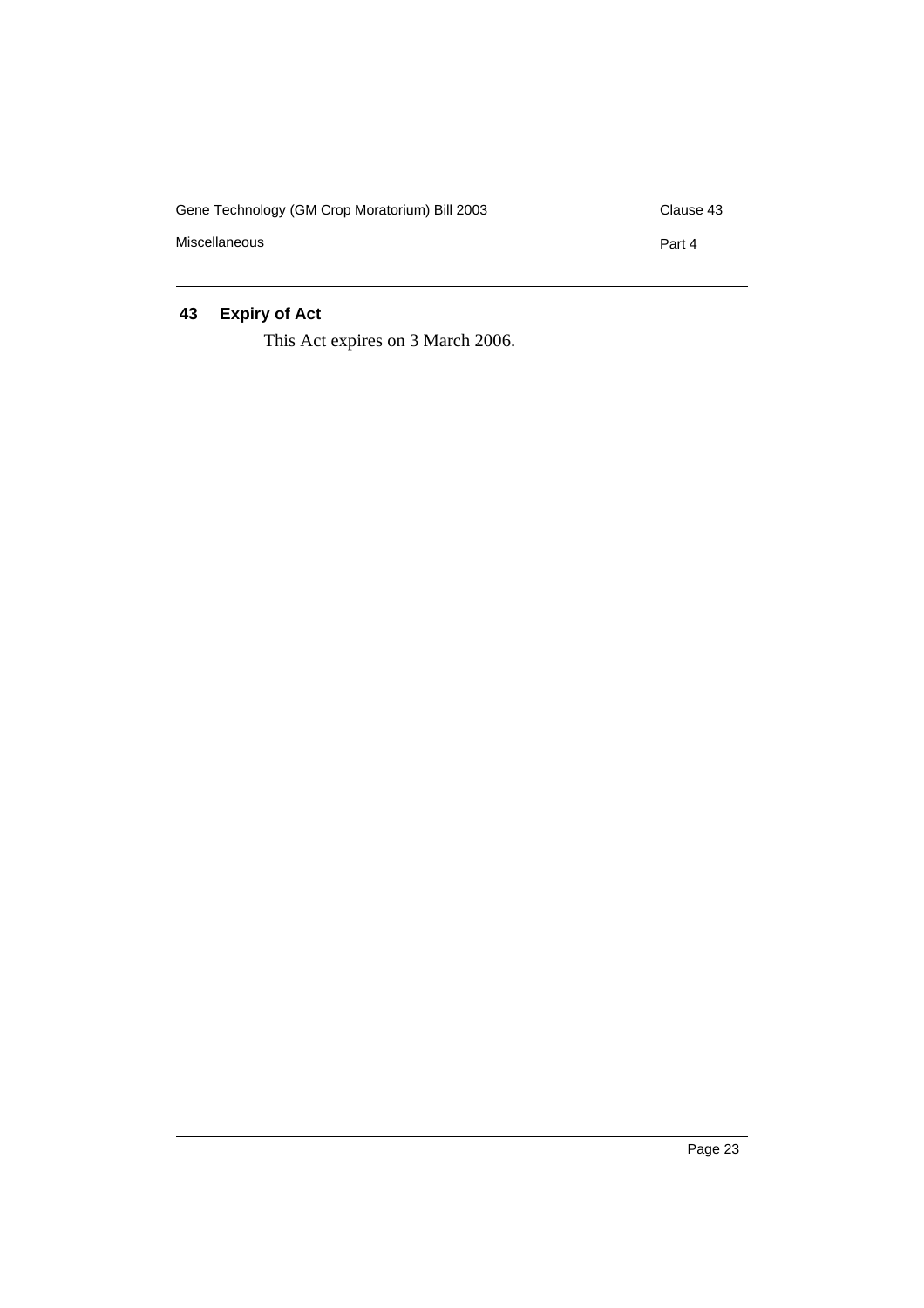## 43 Expiry of Act

This Act expires on 3 March 2006.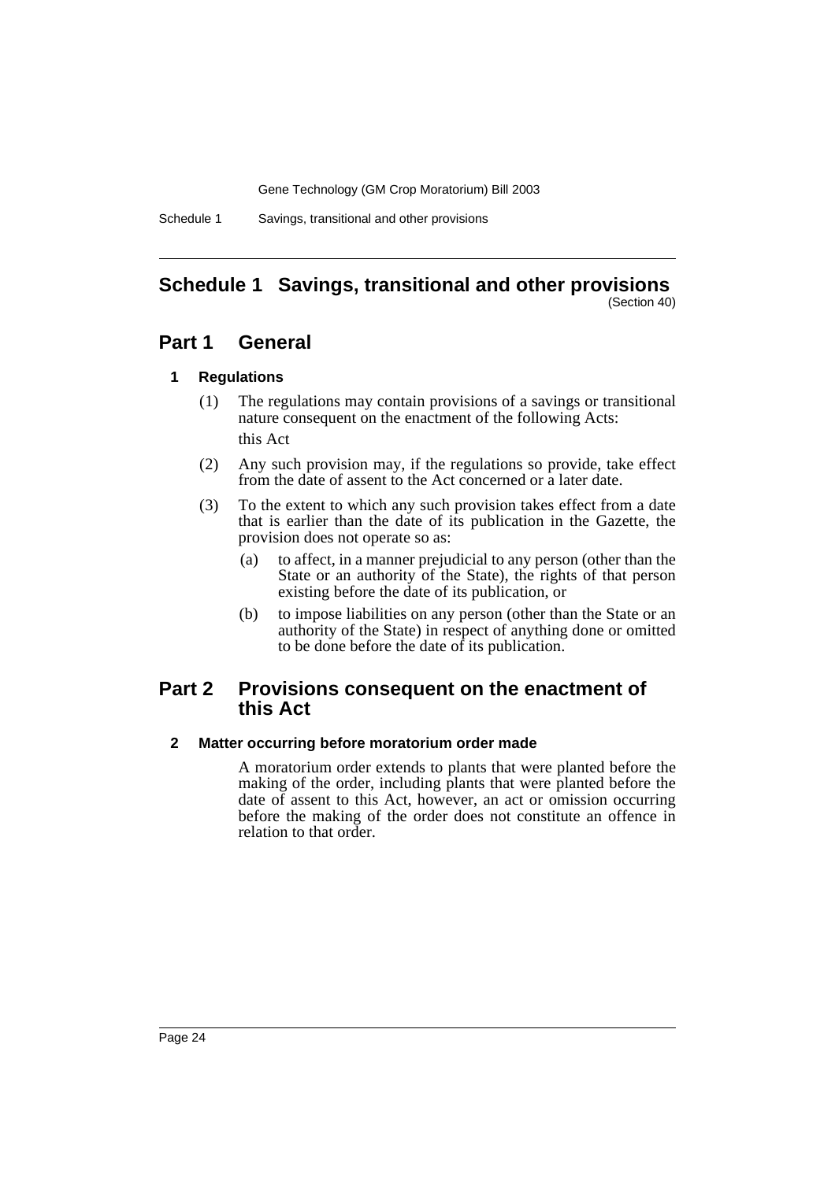# Schedule 1 Savings, transitional and other provisions

(Section 40)

## Part 1 General

### 1 Regulations

(1) The regulations may contain provisions of a savings or transitional nature consequent on the enactment of the following Acts:

this Act

(2) Any such provision may, if the regulations so provide, take effect from the date of assent to the Act concerned or a later date.

(3) To the extent to which any such provision takes effect from a date that is earlier than the date of its publication in the Gazette, the provision does not operate so as:

(a) to affect, in a manner prejudicial to any person (other than the State or an authority of the State), the rights of that person existing before the date of its publication, or

(b) to impose liabilities on any person (other than the State or an authority of the State) in respect of anything done or omitted to be done before the date of its publication.

## Part 2 Provisions consequent on the enactment of this Act

### 2 Matter occurring before moratorium order made

A moratorium order extends to plants that were planted before the making of the order, including plants that were planted before the date of assent to this Act, however, an act or omission occurring before the making of the order does not constitute an offence in relation to that order.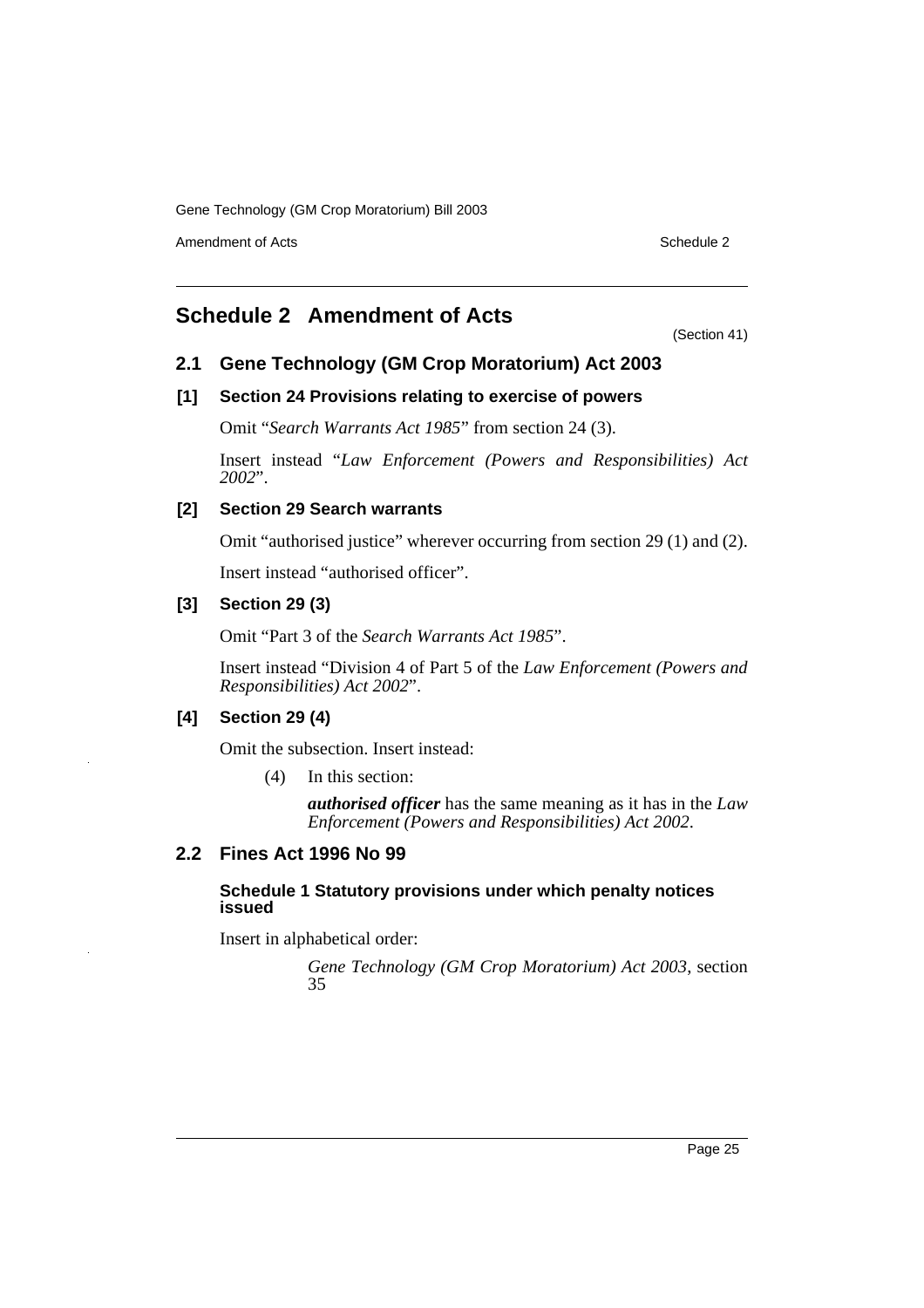# Schedule 2 Amendment of Acts

(Section 41)

## 2.1 Gene Technology (GM Crop Moratorium) Act 2003

### [1] Section 24 Provisions relating to exercise of powers

Omit "*Search Warrants Act 1985*" from section 24 (3).

Insert instead "*Law Enforcement (Powers and Responsibilities) Act 2002*".

### [2] Section 29 Search warrants

Omit "authorised justice" wherever occurring from section 29 (1) and (2).

Insert instead "authorised officer".

### [3] Section 29 (3)

Omit "Part 3 of the *Search Warrants Act 1985*".

Insert instead "Division 4 of Part 5 of the *Law Enforcement (Powers and Responsibilities) Act 2002*".

### [4] Section 29 (4)

Omit the subsection. Insert instead:

(4) In this section:

***authorised officer*** has the same meaning as it has in the *Law Enforcement (Powers and Responsibilities) Act 2002*.

## 2.2 Fines Act 1996 No 99

### Schedule 1 Statutory provisions under which penalty notices issued

Insert in alphabetical order:

*Gene Technology (GM Crop Moratorium) Act 2003*, section 35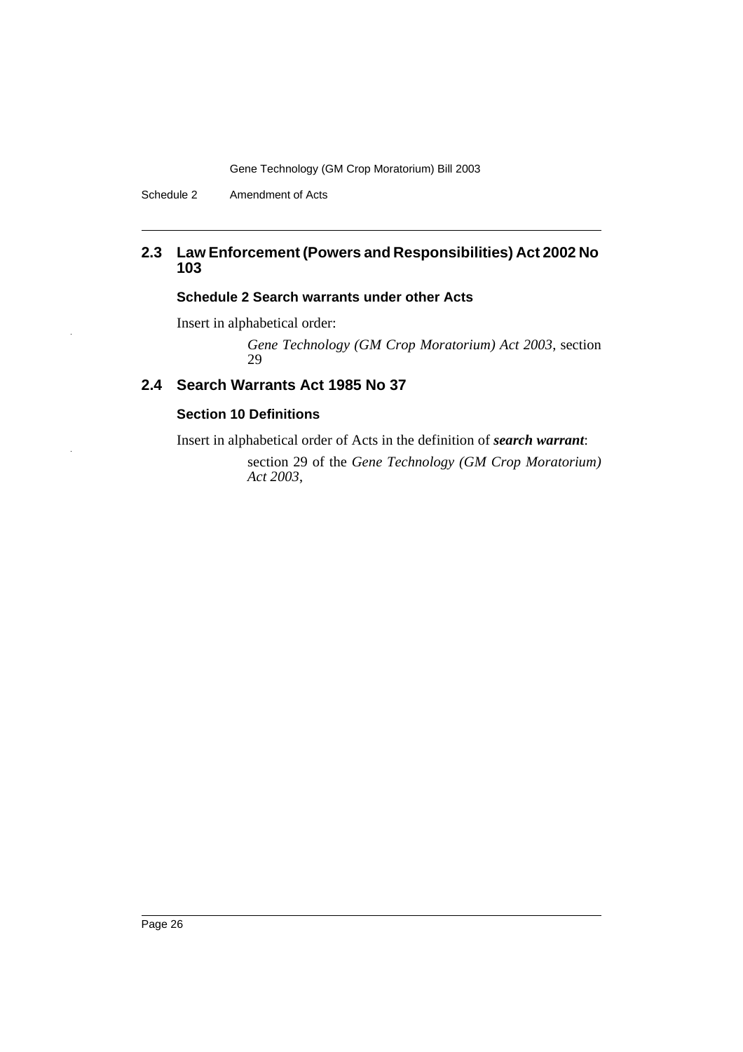## 2.3 Law Enforcement (Powers and Responsibilities) Act 2002 No 103

### Schedule 2 Search warrants under other Acts

Insert in alphabetical order:

> *Gene Technology (GM Crop Moratorium) Act 2003*, section 29

## 2.4 Search Warrants Act 1985 No 37

### Section 10 Definitions

Insert in alphabetical order of Acts in the definition of ***search warrant***:

> section 29 of the *Gene Technology (GM Crop Moratorium) Act 2003*,